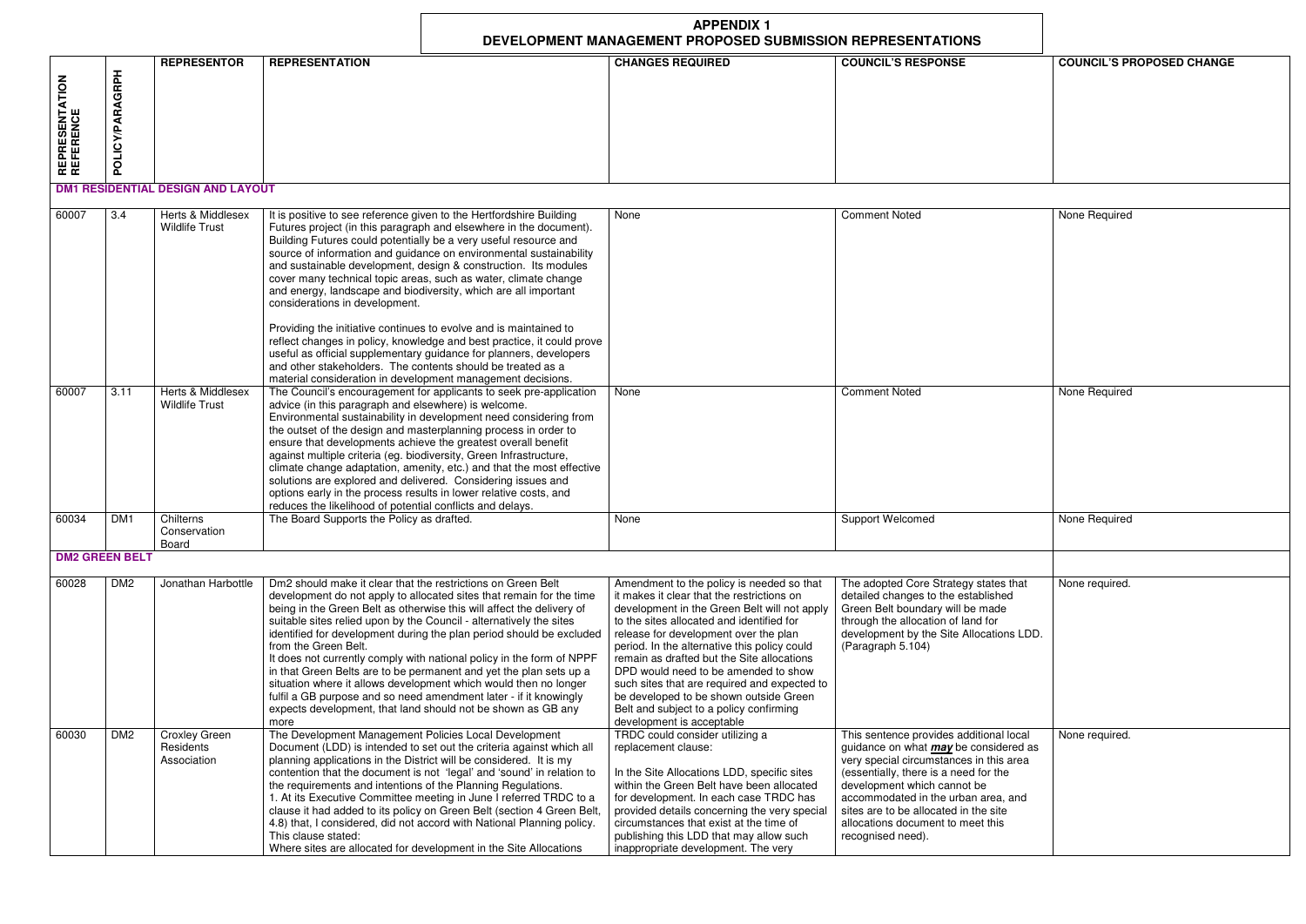# APPENDIX 1
## DEVELOPMENT MANAGEMENT PROPOSED SUBMISSION REPRESENTATIONS

| REPRESENTATION REFERENCE | POLICY/PARAGRPH | REPRESENTOR | REPRESENTATION | CHANGES REQUIRED | COUNCIL'S RESPONSE | COUNCIL'S PROPOSED CHANGE |
|---|---|---|---|---|---|---|
| **DM1 RESIDENTIAL DESIGN AND LAYOUT** | | | | | | |
| 60007 | 3.4 | Herts & Middlesex Wildlife Trust | It is positive to see reference given to the Hertfordshire Building Futures project (in this paragraph and elsewhere in the document). Building Futures could potentially be a very useful resource and source of information and guidance on environmental sustainability and sustainable development, design & construction. Its modules cover many technical topic areas, such as water, climate change and energy, landscape and biodiversity, which are all important considerations in development.<br><br>Providing the initiative continues to evolve and is maintained to reflect changes in policy, knowledge and best practice, it could prove useful as official supplementary guidance for planners, developers and other stakeholders. The contents should be treated as a material consideration in development management decisions. | None | Comment Noted | None Required |
| 60007 | 3.11 | Herts & Middlesex Wildlife Trust | The Council's encouragement for applicants to seek pre-application advice (in this paragraph and elsewhere) is welcome. Environmental sustainability in development need considering from the outset of the design and masterplanning process in order to ensure that developments achieve the greatest overall benefit against multiple criteria (eg. biodiversity, Green Infrastructure, climate change adaptation, amenity, etc.) and that the most effective solutions are explored and delivered. Considering issues and options early in the process results in lower relative costs, and reduces the likelihood of potential conflicts and delays. | None | Comment Noted | None Required |
| 60034 | DM1 | Chilterns Conservation Board | The Board Supports the Policy as drafted. | None | Support Welcomed | None Required |
| **DM2 GREEN BELT** | | | | | | |
| 60028 | DM2 | Jonathan Harbottle | Dm2 should make it clear that the restrictions on Green Belt development do not apply to allocated sites that remain for the time being in the Green Belt as otherwise this will affect the delivery of suitable sites relied upon by the Council - alternatively the sites identified for development during the plan period should be excluded from the Green Belt.<br>It does not currently comply with national policy in the form of NPPF in that Green Belts are to be permanent and yet the plan sets up a situation where it allows development which would then no longer fulfil a GB purpose and so need amendment later - if it knowingly expects development, that land should not be shown as GB any more | Amendment to the policy is needed so that it makes it clear that the restrictions on development in the Green Belt will not apply to the sites allocated and identified for release for development over the plan period. In the alternative this policy could remain as drafted but the Site allocations DPD would need to be amended to show such sites that are required and expected to be developed to be shown outside Green Belt and subject to a policy confirming development is acceptable | The adopted Core Strategy states that detailed changes to the established Green Belt boundary will be made through the allocation of land for development by the Site Allocations LDD. (Paragraph 5.104) | None required. |
| 60030 | DM2 | Croxley Green Residents Association | The Development Management Policies Local Development Document (LDD) is intended to set out the criteria against which all planning applications in the District will be considered. It is my contention that the document is not 'legal' and 'sound' in relation to the requirements and intentions of the Planning Regulations.<br>1. At its Executive Committee meeting in June I referred TRDC to a clause it had added to its policy on Green Belt (section 4 Green Belt, 4.8) that, I considered, did not accord with National Planning policy. This clause stated:<br>Where sites are allocated for development in the Site Allocations | TRDC could consider utilizing a replacement clause:<br><br>In the Site Allocations LDD, specific sites within the Green Belt have been allocated for development. In each case TRDC has provided details concerning the very special circumstances that exist at the time of publishing this LDD that may allow such inappropriate development. The very | This sentence provides additional local guidance on what ***may*** be considered as very special circumstances in this area (essentially, there is a need for the development which cannot be accommodated in the urban area, and sites are to be allocated in the site allocations document to meet this recognised need). | None required. |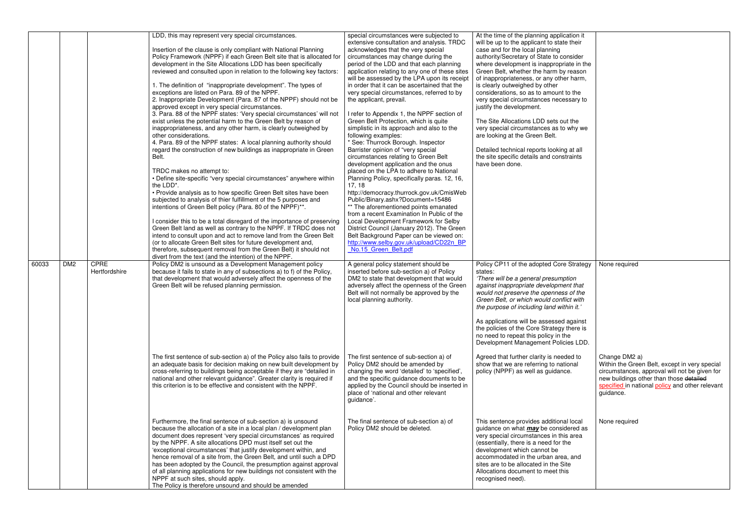| | | | | | | |
|---|---|---|---|---|---|---|
| | | | LDD, this may represent very special circumstances.<br><br>Insertion of the clause is only compliant with National Planning Policy Framework (NPPF) if each Green Belt site that is allocated for development in the Site Allocations LDD has been specifically reviewed and consulted upon in relation to the following key factors:<br><br>1. The definition of "inappropriate development". The types of exceptions are listed on Para. 89 of the NPPF.<br>2. Inappropriate Development (Para. 87 of the NPPF) should not be approved except in very special circumstances.<br>3. Para. 88 of the NPPF states: 'Very special circumstances' will not exist unless the potential harm to the Green Belt by reason of inappropriateness, and any other harm, is clearly outweighed by other considerations.<br>4. Para. 89 of the NPPF states: A local planning authority should regard the construction of new buildings as inappropriate in Green Belt.<br><br>TRDC makes no attempt to:<br>• Define site-specific "very special circumstances" anywhere within the LDD*.<br>• Provide analysis as to how specific Green Belt sites have been subjected to analysis of thier fulfillment of the 5 purposes and intentions of Green Belt policy (Para. 80 of the NPPF)**.<br><br>I consider this to be a total disregard of the importance of preserving Green Belt land as well as contrary to the NPPF. If TRDC does not intend to consult upon and act to remove land from the Green Belt (or to allocate Green Belt sites for future development and, therefore, subsequent removal from the Green Belt) it should not divert from the text (and the intention) of the NPPF. | special circumstances were subjected to extensive consultation and analysis. TRDC acknowledges that the very special circumstances may change during the period of the LDD and that each planning application relating to any one of these sites will be assessed by the LPA upon its receipt in order that it can be ascertained that the very special circumstances, referred to by the applicant, prevail.<br><br>I refer to Appendix 1, the NPPF section of Green Belt Protection, which is quite simplistic in its approach and also to the following examples:<br>* See: Thurrock Borough. Inspector Barrister opinion of "very special circumstances relating to Green Belt development application and the onus placed on the LPA to adhere to National Planning Policy, specifically paras. 12, 16, 17, 18<br>http://democracy.thurrock.gov.uk/CmisWebPublic/Binary.ashx?Document=15486<br>** The aforementioned points emanated from a recent Examination In Public of the Local Development Framework for Selby District Council (January 2012). The Green Belt Background Paper can be viewed on: http://www.selby.gov.uk/upload/CD22n_BP_No.15_Green_Belt.pdf | At the time of the planning application it will be up to the applicant to state their case and for the local planning authority/Secretary of State to consider where development is inappropriate in the Green Belt, whether the harm by reason of inappropriateness, or any other harm, is clearly outweighed by other considerations, so as to amount to the very special circumstances necessary to justify the development.<br><br>The Site Allocations LDD sets out the very special circumstances as to why we are looking at the Green Belt.<br><br>Detailed technical reports looking at all the site specific details and constraints have been done. | |
| 60033 | DM2 | CPRE Hertfordshire | Policy DM2 is unsound as a Development Management policy because it fails to state in any of subsections a) to f) of the Policy, that development that would adversely affect the openness of the Green Belt will be refused planning permission. | A general policy statement should be inserted before sub-section a) of Policy DM2 to state that development that would adversely affect the openness of the Green Belt will not normally be approved by the local planning authority. | Policy CP11 of the adopted Core Strategy states:<br>*'There will be a general presumption against inappropriate development that would not preserve the openness of the Green Belt, or which would conflict with the purpose of including land within it.'*<br><br>As applications will be assessed against the policies of the Core Strategy there is no need to repeat this policy in the Development Management Policies LDD. | None required |
| | | | The first sentence of sub-section a) of the Policy also fails to provide an adequate basis for decision making on new built development by cross-referring to buildings being acceptable if they are "detailed in national and other relevant guidance". Greater clarity is required if this criterion is to be effective and consistent with the NPPF. | The first sentence of sub-section a) of Policy DM2 should be amended by changing the word 'detailed' to 'specified', and the specific guidance documents to be applied by the Council should be inserted in place of 'national and other relevant guidance'. | Agreed that further clarity is needed to show that we are referring to national policy (NPPF) as well as guidance. | Change DM2 a)<br>Within the Green Belt, except in very special circumstances, approval will not be given for new buildings other than those ~~detailed~~ specified in national policy and other relevant guidance. |
| | | | Furthermore, the final sentence of sub-section a) is unsound because the allocation of a site in a local plan / development plan document does represent 'very special circumstances' as required by the NPPF. A site allocations DPD must itself set out the 'exceptional circumstances' that justify development within, and hence removal of a site from, the Green Belt, and until such a DPD has been adopted by the Council, the presumption against approval of all planning applications for new buildings not consistent with the NPPF at such sites, should apply.<br>The Policy is therefore unsound and should be amended | The final sentence of sub-section a) of Policy DM2 should be deleted. | This sentence provides additional local guidance on what ***may*** be considered as very special circumstances in this area (essentially, there is a need for the development which cannot be accommodated in the urban area, and sites are to be allocated in the Site Allocations document to meet this recognised need). | None required |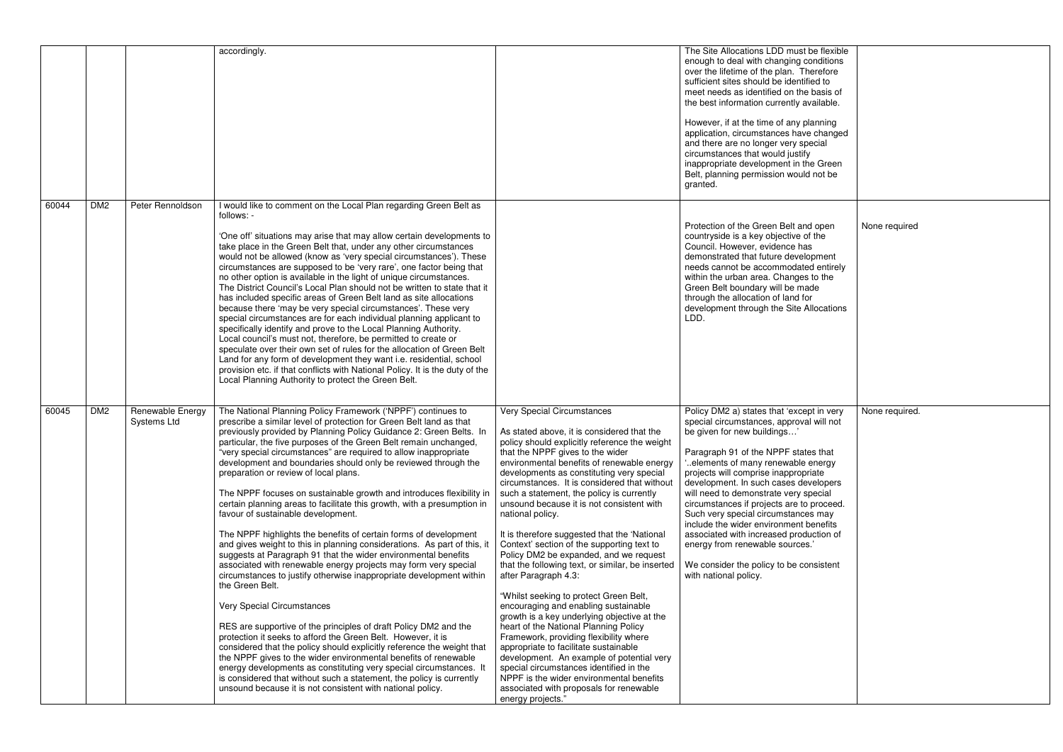| | | | | | | |
|---|---|---|---|---|---|---|
| | | | accordingly. | | The Site Allocations LDD must be flexible enough to deal with changing conditions over the lifetime of the plan. Therefore sufficient sites should be identified to meet needs as identified on the basis of the best information currently available.<br><br>However, if at the time of any planning application, circumstances have changed and there are no longer very special circumstances that would justify inappropriate development in the Green Belt, planning permission would not be granted. | |
| 60044 | DM2 | Peter Rennoldson | I would like to comment on the Local Plan regarding Green Belt as follows: -<br><br>'One off' situations may arise that may allow certain developments to take place in the Green Belt that, under any other circumstances would not be allowed (know as 'very special circumstances'). These circumstances are supposed to be 'very rare', one factor being that no other option is available in the light of unique circumstances. The District Council's Local Plan should not be written to state that it has included specific areas of Green Belt land as site allocations because there 'may be very special circumstances'. These very special circumstances are for each individual planning applicant to specifically identify and prove to the Local Planning Authority. Local council's must not, therefore, be permitted to create or speculate over their own set of rules for the allocation of Green Belt Land for any form of development they want i.e. residential, school provision etc. if that conflicts with National Policy. It is the duty of the Local Planning Authority to protect the Green Belt. | | Protection of the Green Belt and open countryside is a key objective of the Council. However, evidence has demonstrated that future development needs cannot be accommodated entirely within the urban area. Changes to the Green Belt boundary will be made through the allocation of land for development through the Site Allocations LDD. | None required |
| 60045 | DM2 | Renewable Energy Systems Ltd | The National Planning Policy Framework ('NPPF') continues to prescribe a similar level of protection for Green Belt land as that previously provided by Planning Policy Guidance 2: Green Belts. In particular, the five purposes of the Green Belt remain unchanged, "very special circumstances" are required to allow inappropriate development and boundaries should only be reviewed through the preparation or review of local plans.<br><br>The NPPF focuses on sustainable growth and introduces flexibility in certain planning areas to facilitate this growth, with a presumption in favour of sustainable development.<br><br>The NPPF highlights the benefits of certain forms of development and gives weight to this in planning considerations. As part of this, it suggests at Paragraph 91 that the wider environmental benefits associated with renewable energy projects may form very special circumstances to justify otherwise inappropriate development within the Green Belt.<br><br>Very Special Circumstances<br><br>RES are supportive of the principles of draft Policy DM2 and the protection it seeks to afford the Green Belt. However, it is considered that the policy should explicitly reference the weight that the NPPF gives to the wider environmental benefits of renewable energy developments as constituting very special circumstances. It is considered that without such a statement, the policy is currently unsound because it is not consistent with national policy. | Very Special Circumstances<br><br>As stated above, it is considered that the policy should explicitly reference the weight that the NPPF gives to the wider environmental benefits of renewable energy developments as constituting very special circumstances. It is considered that without such a statement, the policy is currently unsound because it is not consistent with national policy.<br><br>It is therefore suggested that the 'National Context' section of the supporting text to Policy DM2 be expanded, and we request that the following text, or similar, be inserted after Paragraph 4.3:<br><br>"Whilst seeking to protect Green Belt, encouraging and enabling sustainable growth is a key underlying objective at the heart of the National Planning Policy Framework, providing flexibility where appropriate to facilitate sustainable development. An example of potential very special circumstances identified in the NPPF is the wider environmental benefits associated with proposals for renewable energy projects." | Policy DM2 a) states that 'except in very special circumstances, approval will not be given for new buildings…'<br><br>Paragraph 91 of the NPPF states that '..elements of many renewable energy projects will comprise inappropriate development. In such cases developers will need to demonstrate very special circumstances if projects are to proceed. Such very special circumstances may include the wider environment benefits associated with increased production of energy from renewable sources.'<br><br>We consider the policy to be consistent with national policy. | None required. |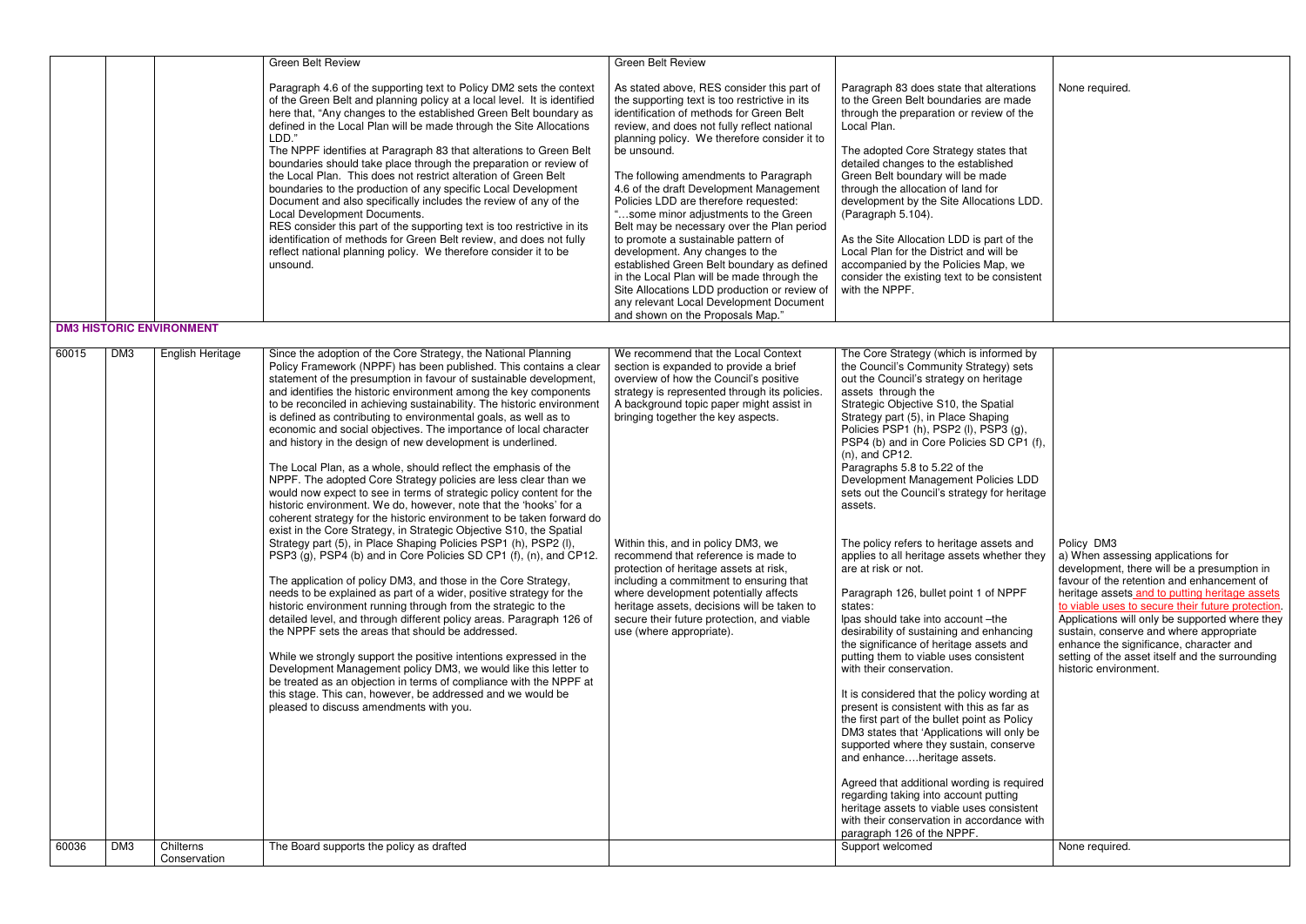| | | | | | | |
|---|---|---|---|---|---|---|
| | | | Green Belt Review<br><br>Paragraph 4.6 of the supporting text to Policy DM2 sets the context of the Green Belt and planning policy at a local level. It is identified here that, "Any changes to the established Green Belt boundary as defined in the Local Plan will be made through the Site Allocations LDD."<br>The NPPF identifies at Paragraph 83 that alterations to Green Belt boundaries should take place through the preparation or review of the Local Plan. This does not restrict alteration of Green Belt boundaries to the production of any specific Local Development Document and also specifically includes the review of any of the Local Development Documents.<br>RES consider this part of the supporting text is too restrictive in its identification of methods for Green Belt review, and does not fully reflect national planning policy. We therefore consider it to be unsound. | Green Belt Review<br><br>As stated above, RES consider this part of the supporting text is too restrictive in its identification of methods for Green Belt review, and does not fully reflect national planning policy. We therefore consider it to be unsound.<br><br>The following amendments to Paragraph 4.6 of the draft Development Management Policies LDD are therefore requested:<br>"…some minor adjustments to the Green Belt may be necessary over the Plan period to promote a sustainable pattern of development. Any changes to the established Green Belt boundary as defined in the Local Plan will be made through the Site Allocations LDD production or review of any relevant Local Development Document and shown on the Proposals Map." | Paragraph 83 does state that alterations to the Green Belt boundaries are made through the preparation or review of the Local Plan.<br><br>The adopted Core Strategy states that detailed changes to the established Green Belt boundary will be made through the allocation of land for development by the Site Allocations LDD. (Paragraph 5.104).<br><br>As the Site Allocation LDD is part of the Local Plan for the District and will be accompanied by the Policies Map, we consider the existing text to be consistent with the NPPF. | None required. |
| **DM3 HISTORIC ENVIRONMENT** | | | | | | |
| 60015 | DM3 | English Heritage | Since the adoption of the Core Strategy, the National Planning Policy Framework (NPPF) has been published. This contains a clear statement of the presumption in favour of sustainable development, and identifies the historic environment among the key components to be reconciled in achieving sustainability. The historic environment is defined as contributing to environmental goals, as well as to economic and social objectives. The importance of local character and history in the design of new development is underlined.<br><br>The Local Plan, as a whole, should reflect the emphasis of the NPPF. The adopted Core Strategy policies are less clear than we would now expect to see in terms of strategic policy content for the historic environment. We do, however, note that the 'hooks' for a coherent strategy for the historic environment to be taken forward do exist in the Core Strategy, in Strategic Objective S10, the Spatial Strategy part (5), in Place Shaping Policies PSP1 (h), PSP2 (l), PSP3 (g), PSP4 (b) and in Core Policies SD CP1 (f), (n), and CP12.<br><br>The application of policy DM3, and those in the Core Strategy, needs to be explained as part of a wider, positive strategy for the historic environment running through from the strategic to the detailed level, and through different policy areas. Paragraph 126 of the NPPF sets the areas that should be addressed.<br><br>While we strongly support the positive intentions expressed in the Development Management policy DM3, we would like this letter to be treated as an objection in terms of compliance with the NPPF at this stage. This can, however, be addressed and we would be pleased to discuss amendments with you. | We recommend that the Local Context section is expanded to provide a brief overview of how the Council's positive strategy is represented through its policies. A background topic paper might assist in bringing together the key aspects.<br><br>Within this, and in policy DM3, we recommend that reference is made to protection of heritage assets at risk, including a commitment to ensuring that where development potentially affects heritage assets, decisions will be taken to secure their future protection, and viable use (where appropriate). | The Core Strategy (which is informed by the Council's Community Strategy) sets out the Council's strategy on heritage assets through the Strategic Objective S10, the Spatial Strategy part (5), in Place Shaping Policies PSP1 (h), PSP2 (l), PSP3 (g), PSP4 (b) and in Core Policies SD CP1 (f), (n), and CP12.<br>Paragraphs 5.8 to 5.22 of the Development Management Policies LDD sets out the Council's strategy for heritage assets.<br><br>The policy refers to heritage assets and applies to all heritage assets whether they are at risk or not.<br><br>Paragraph 126, bullet point 1 of NPPF states:<br>lpas should take into account –the desirability of sustaining and enhancing the significance of heritage assets and putting them to viable uses consistent with their conservation.<br><br>It is considered that the policy wording at present is consistent with this as far as the first part of the bullet point as Policy DM3 states that 'Applications will only be supported where they sustain, conserve and enhance….heritage assets.<br><br>Agreed that additional wording is required regarding taking into account putting heritage assets to viable uses consistent with their conservation in accordance with paragraph 126 of the NPPF. | Policy DM3<br>a) When assessing applications for development, there will be a presumption in favour of the retention and enhancement of heritage assets and to putting heritage assets to viable uses to secure their future protection. Applications will only be supported where they sustain, conserve and where appropriate enhance the significance, character and setting of the asset itself and the surrounding historic environment. |
| 60036 | DM3 | Chilterns Conservation | The Board supports the policy as drafted | | Support welcomed | None required. |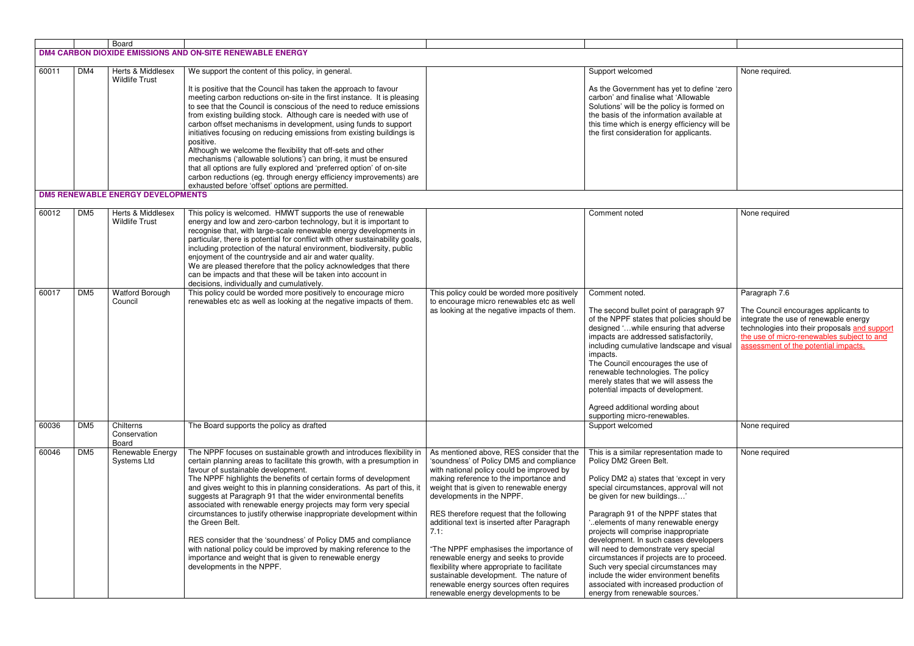| | | Board | | | | |
|---|---|---|---|---|---|---|
| **DM4 CARBON DIOXIDE EMISSIONS AND ON-SITE RENEWABLE ENERGY** | | | | | | |
| 60011 | DM4 | Herts & Middlesex Wildlife Trust | We support the content of this policy, in general.<br><br>It is positive that the Council has taken the approach to favour meeting carbon reductions on-site in the first instance. It is pleasing to see that the Council is conscious of the need to reduce emissions from existing building stock. Although care is needed with use of carbon offset mechanisms in development, using funds to support initiatives focusing on reducing emissions from existing buildings is positive.<br>Although we welcome the flexibility that off-sets and other mechanisms ('allowable solutions') can bring, it must be ensured that all options are fully explored and 'preferred option' of on-site carbon reductions (eg. through energy efficiency improvements) are exhausted before 'offset' options are permitted. | | Support welcomed<br><br>As the Government has yet to define 'zero carbon' and finalise what 'Allowable Solutions' will be the policy is formed on the basis of the information available at this time which is energy efficiency will be the first consideration for applicants. | None required. |
| **DM5 RENEWABLE ENERGY DEVELOPMENTS** | | | | | | |
| 60012 | DM5 | Herts & Middlesex Wildlife Trust | This policy is welcomed. HMWT supports the use of renewable energy and low and zero-carbon technology, but it is important to recognise that, with large-scale renewable energy developments in particular, there is potential for conflict with other sustainability goals, including protection of the natural environment, biodiversity, public enjoyment of the countryside and air and water quality.<br>We are pleased therefore that the policy acknowledges that there can be impacts and that these will be taken into account in decisions, individually and cumulatively. | | Comment noted | None required |
| 60017 | DM5 | Watford Borough Council | This policy could be worded more positively to encourage micro renewables etc as well as looking at the negative impacts of them. | This policy could be worded more positively to encourage micro renewables etc as well as looking at the negative impacts of them. | Comment noted.<br><br>The second bullet point of paragraph 97 of the NPPF states that policies should be designed '…while ensuring that adverse impacts are addressed satisfactorily, including cumulative landscape and visual impacts.<br>The Council encourages the use of renewable technologies. The policy merely states that we will assess the potential impacts of development.<br><br>Agreed additional wording about supporting micro-renewables. | Paragraph 7.6<br><br>The Council encourages applicants to integrate the use of renewable energy technologies into their proposals and support the use of micro-renewables subject to and assessment of the potential impacts. |
| 60036 | DM5 | Chilterns Conservation Board | The Board supports the policy as drafted | | Support welcomed | None required |
| 60046 | DM5 | Renewable Energy Systems Ltd | The NPPF focuses on sustainable growth and introduces flexibility in certain planning areas to facilitate this growth, with a presumption in favour of sustainable development.<br>The NPPF highlights the benefits of certain forms of development and gives weight to this in planning considerations. As part of this, it suggests at Paragraph 91 that the wider environmental benefits associated with renewable energy projects may form very special circumstances to justify otherwise inappropriate development within the Green Belt.<br><br>RES consider that the 'soundness' of Policy DM5 and compliance with national policy could be improved by making reference to the importance and weight that is given to renewable energy developments in the NPPF. | As mentioned above, RES consider that the 'soundness' of Policy DM5 and compliance with national policy could be improved by making reference to the importance and weight that is given to renewable energy developments in the NPPF.<br><br>RES therefore request that the following additional text is inserted after Paragraph 7.1:<br><br>"The NPPF emphasises the importance of renewable energy and seeks to provide flexibility where appropriate to facilitate sustainable development. The nature of renewable energy sources often requires renewable energy developments to be | This is a similar representation made to Policy DM2 Green Belt.<br><br>Policy DM2 a) states that 'except in very special circumstances, approval will not be given for new buildings…'<br><br>Paragraph 91 of the NPPF states that '..elements of many renewable energy projects will comprise inappropriate development. In such cases developers will need to demonstrate very special circumstances if projects are to proceed. Such very special circumstances may include the wider environment benefits associated with increased production of energy from renewable sources.' | None required |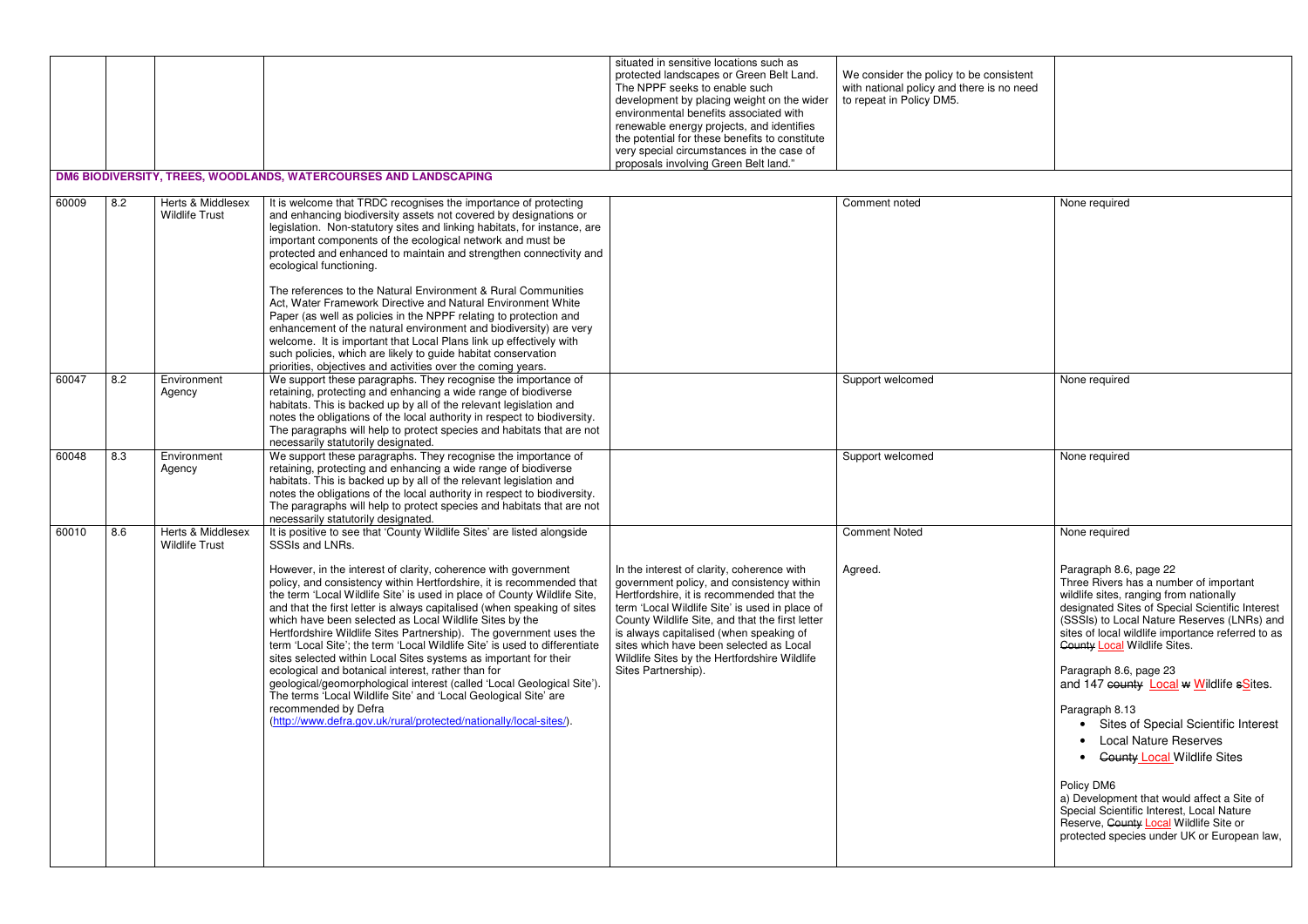| | | | | situated in sensitive locations such as protected landscapes or Green Belt Land. The NPPF seeks to enable such development by placing weight on the wider environmental benefits associated with renewable energy projects, and identifies the potential for these benefits to constitute very special circumstances in the case of proposals involving Green Belt land." | We consider the policy to be consistent with national policy and there is no need to repeat in Policy DM5. | |
|---|---|---|---|---|---|---|
| **DM6 BIODIVERSITY, TREES, WOODLANDS, WATERCOURSES AND LANDSCAPING** | | | | | | |
| 60009 | 8.2 | Herts & Middlesex Wildlife Trust | It is welcome that TRDC recognises the importance of protecting and enhancing biodiversity assets not covered by designations or legislation. Non-statutory sites and linking habitats, for instance, are important components of the ecological network and must be protected and enhanced to maintain and strengthen connectivity and ecological functioning.<br><br>The references to the Natural Environment & Rural Communities Act, Water Framework Directive and Natural Environment White Paper (as well as policies in the NPPF relating to protection and enhancement of the natural environment and biodiversity) are very welcome. It is important that Local Plans link up effectively with such policies, which are likely to guide habitat conservation priorities, objectives and activities over the coming years. | | Comment noted | None required |
| 60047 | 8.2 | Environment Agency | We support these paragraphs. They recognise the importance of retaining, protecting and enhancing a wide range of biodiverse habitats. This is backed up by all of the relevant legislation and notes the obligations of the local authority in respect to biodiversity. The paragraphs will help to protect species and habitats that are not necessarily statutorily designated. | | Support welcomed | None required |
| 60048 | 8.3 | Environment Agency | We support these paragraphs. They recognise the importance of retaining, protecting and enhancing a wide range of biodiverse habitats. This is backed up by all of the relevant legislation and notes the obligations of the local authority in respect to biodiversity. The paragraphs will help to protect species and habitats that are not necessarily statutorily designated. | | Support welcomed | None required |
| 60010 | 8.6 | Herts & Middlesex Wildlife Trust | It is positive to see that 'County Wildlife Sites' are listed alongside SSSIs and LNRs.<br><br>However, in the interest of clarity, coherence with government policy, and consistency within Hertfordshire, it is recommended that the term 'Local Wildlife Site' is used in place of County Wildlife Site, and that the first letter is always capitalised (when speaking of sites which have been selected as Local Wildlife Sites by the Hertfordshire Wildlife Sites Partnership). The government uses the term 'Local Site'; the term 'Local Wildlife Site' is used to differentiate sites selected within Local Sites systems as important for their ecological and botanical interest, rather than for geological/geomorphological interest (called 'Local Geological Site'). The terms 'Local Wildlife Site' and 'Local Geological Site' are recommended by Defra (http://www.defra.gov.uk/rural/protected/nationally/local-sites/). | In the interest of clarity, coherence with government policy, and consistency within Hertfordshire, it is recommended that the term 'Local Wildlife Site' is used in place of County Wildlife Site, and that the first letter is always capitalised (when speaking of sites which have been selected as Local Wildlife Sites by the Hertfordshire Wildlife Sites Partnership). | Comment Noted<br><br>Agreed. | None required<br><br>Paragraph 8.6, page 22<br>Three Rivers has a number of important wildlife sites, ranging from nationally designated Sites of Special Scientific Interest (SSSIs) to Local Nature Reserves (LNRs) and sites of local wildlife importance referred to as ~~County~~ Local Wildlife Sites.<br><br>Paragraph 8.6, page 23<br>and 147 ~~county~~ Local ~~w~~ Wildlife ~~s~~Sites.<br><br>Paragraph 8.13<br>• Sites of Special Scientific Interest<br>• Local Nature Reserves<br>• ~~County~~ Local Wildlife Sites<br><br>Policy DM6<br>a) Development that would affect a Site of Special Scientific Interest, Local Nature Reserve, ~~County~~ Local Wildlife Site or protected species under UK or European law, |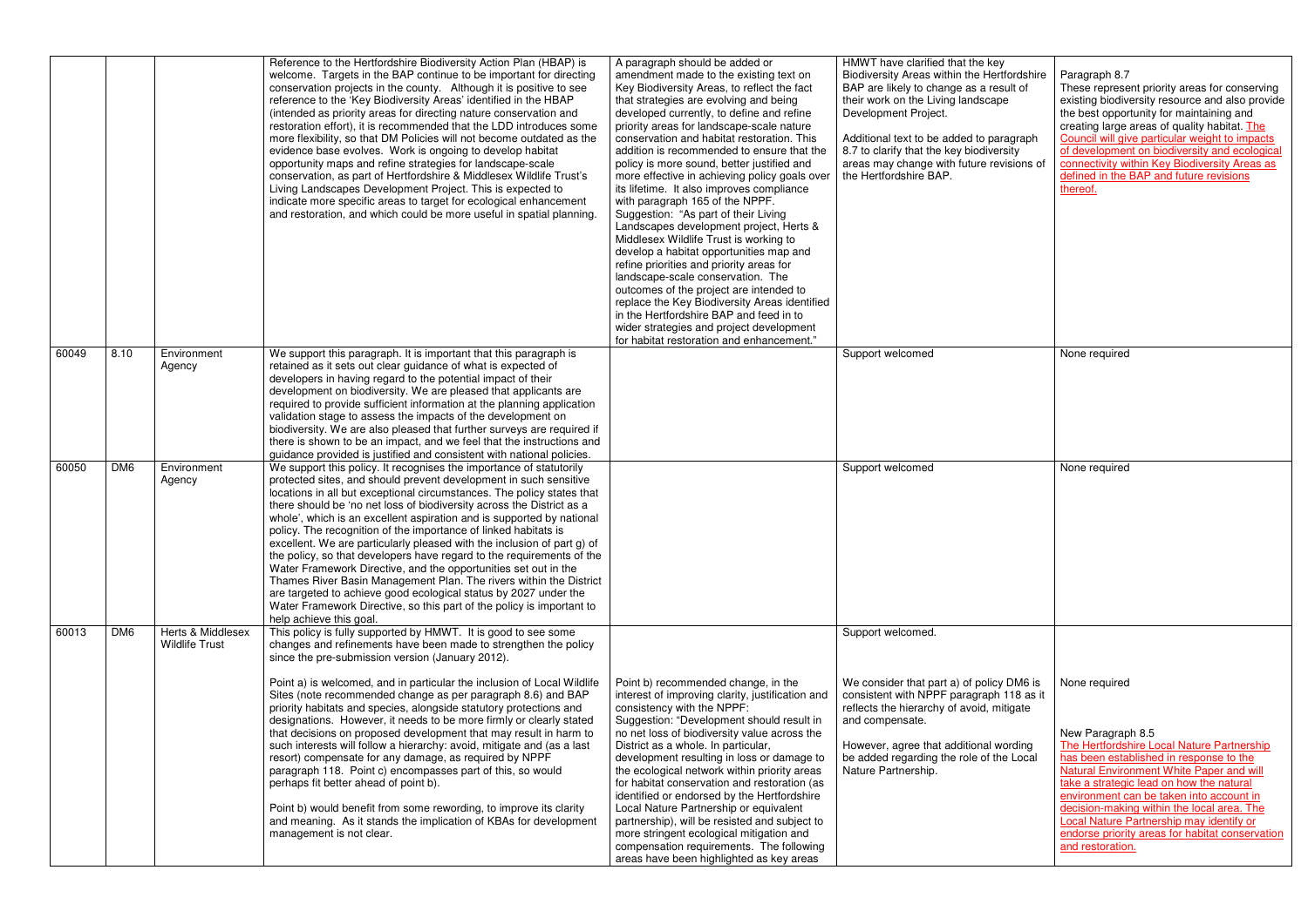|  |  |  |  |  |  |  |
|---|---|---|---|---|---|---|
|  |  |  | Reference to the Hertfordshire Biodiversity Action Plan (HBAP) is welcome. Targets in the BAP continue to be important for directing conservation projects in the county. Although it is positive to see reference to the 'Key Biodiversity Areas' identified in the HBAP (intended as priority areas for directing nature conservation and restoration effort), it is recommended that the LDD introduces some more flexibility, so that DM Policies will not become outdated as the evidence base evolves. Work is ongoing to develop habitat opportunity maps and refine strategies for landscape-scale conservation, as part of Hertfordshire & Middlesex Wildlife Trust's Living Landscapes Development Project. This is expected to indicate more specific areas to target for ecological enhancement and restoration, and which could be more useful in spatial planning. | A paragraph should be added or amendment made to the existing text on Key Biodiversity Areas, to reflect the fact that strategies are evolving and being developed currently, to define and refine priority areas for landscape-scale nature conservation and habitat restoration. This addition is recommended to ensure that the policy is more sound, better justified and more effective in achieving policy goals over its lifetime. It also improves compliance with paragraph 165 of the NPPF. Suggestion: "As part of their Living Landscapes development project, Herts & Middlesex Wildlife Trust is working to develop a habitat opportunities map and refine priorities and priority areas for landscape-scale conservation. The outcomes of the project are intended to replace the Key Biodiversity Areas identified in the Hertfordshire BAP and feed in to wider strategies and project development for habitat restoration and enhancement." | HMWT have clarified that the key Biodiversity Areas within the Hertfordshire BAP are likely to change as a result of their work on the Living landscape Development Project.<br><br>Additional text to be added to paragraph 8.7 to clarify that the key biodiversity areas may change with future revisions of the Hertfordshire BAP. | Paragraph 8.7<br>These represent priority areas for conserving existing biodiversity resource and also provide the best opportunity for maintaining and creating large areas of quality habitat. The Council will give particular weight to impacts of development on biodiversity and ecological connectivity within Key Biodiversity Areas as defined in the BAP and future revisions thereof. |
| 60049 | 8.10 | Environment Agency | We support this paragraph. It is important that this paragraph is retained as it sets out clear guidance of what is expected of developers in having regard to the potential impact of their development on biodiversity. We are pleased that applicants are required to provide sufficient information at the planning application validation stage to assess the impacts of the development on biodiversity. We are also pleased that further surveys are required if there is shown to be an impact, and we feel that the instructions and guidance provided is justified and consistent with national policies. |  | Support welcomed | None required |
| 60050 | DM6 | Environment Agency | We support this policy. It recognises the importance of statutorily protected sites, and should prevent development in such sensitive locations in all but exceptional circumstances. The policy states that there should be 'no net loss of biodiversity across the District as a whole', which is an excellent aspiration and is supported by national policy. The recognition of the importance of linked habitats is excellent. We are particularly pleased with the inclusion of part g) of the policy, so that developers have regard to the requirements of the Water Framework Directive, and the opportunities set out in the Thames River Basin Management Plan. The rivers within the District are targeted to achieve good ecological status by 2027 under the Water Framework Directive, so this part of the policy is important to help achieve this goal. |  | Support welcomed | None required |
| 60013 | DM6 | Herts & Middlesex Wildlife Trust | This policy is fully supported by HMWT. It is good to see some changes and refinements have been made to strengthen the policy since the pre-submission version (January 2012).<br><br>Point a) is welcomed, and in particular the inclusion of Local Wildlife Sites (note recommended change as per paragraph 8.6) and BAP priority habitats and species, alongside statutory protections and designations. However, it needs to be more firmly or clearly stated that decisions on proposed development that may result in harm to such interests will follow a hierarchy: avoid, mitigate and (as a last resort) compensate for any damage, as required by NPPF paragraph 118. Point c) encompasses part of this, so would perhaps fit better ahead of point b).<br><br>Point b) would benefit from some rewording, to improve its clarity and meaning. As it stands the implication of KBAs for development management is not clear. | Point b) recommended change, in the interest of improving clarity, justification and consistency with the NPPF:<br>Suggestion: "Development should result in no net loss of biodiversity value across the District as a whole. In particular, development resulting in loss or damage to the ecological network within priority areas for habitat conservation and restoration (as identified or endorsed by the Hertfordshire Local Nature Partnership or equivalent partnership), will be resisted and subject to more stringent ecological mitigation and compensation requirements. The following areas have been highlighted as key areas | Support welcomed.<br><br>We consider that part a) of policy DM6 is consistent with NPPF paragraph 118 as it reflects the hierarchy of avoid, mitigate and compensate.<br><br>However, agree that additional wording be added regarding the role of the Local Nature Partnership. | None required<br><br>New Paragraph 8.5<br>The Hertfordshire Local Nature Partnership has been established in response to the Natural Environment White Paper and will take a strategic lead on how the natural environment can be taken into account in decision-making within the local area. The Local Nature Partnership may identify or endorse priority areas for habitat conservation and restoration. |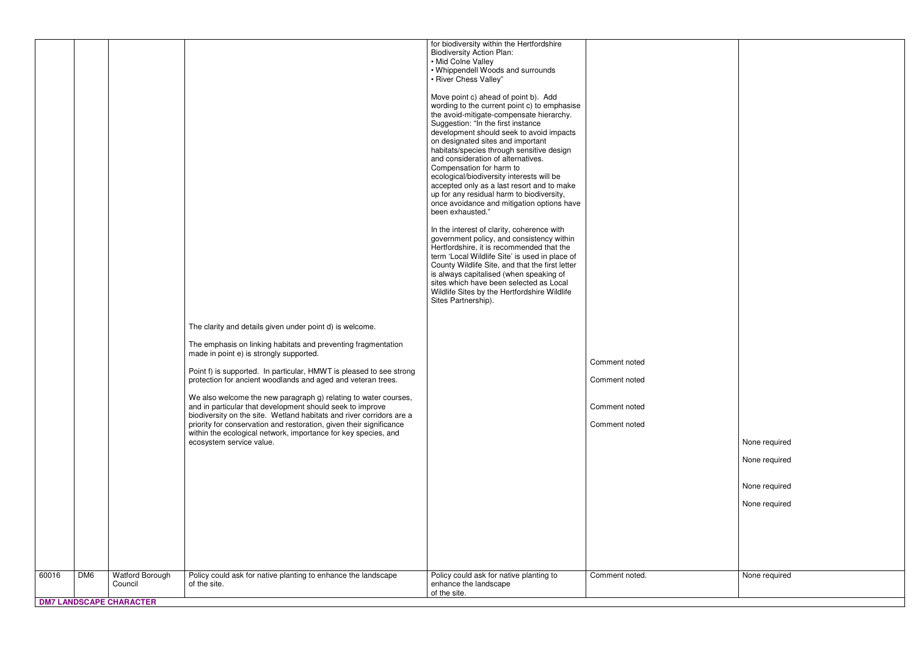|  |  |  |  | for biodiversity within the Hertfordshire Biodiversity Action Plan:<br>• Mid Colne Valley<br>• Whippendell Woods and surrounds<br>• River Chess Valley"<br><br>Move point c) ahead of point b). Add wording to the current point c) to emphasise the avoid-mitigate-compensate hierarchy. Suggestion: "In the first instance development should seek to avoid impacts on designated sites and important habitats/species through sensitive design and consideration of alternatives. Compensation for harm to ecological/biodiversity interests will be accepted only as a last resort and to make up for any residual harm to biodiversity, once avoidance and mitigation options have been exhausted."<br><br>In the interest of clarity, coherence with government policy, and consistency within Hertfordshire, it is recommended that the term 'Local Wildlife Site' is used in place of County Wildlife Site, and that the first letter is always capitalised (when speaking of sites which have been selected as Local Wildlife Sites by the Hertfordshire Wildlife Sites Partnership). |  |  |
|---|---|---|---|---|---|---|
|  |  |  | The clarity and details given under point d) is welcome.<br><br>The emphasis on linking habitats and preventing fragmentation made in point e) is strongly supported.<br><br>Point f) is supported. In particular, HMWT is pleased to see strong protection for ancient woodlands and aged and veteran trees.<br><br>We also welcome the new paragraph g) relating to water courses, and in particular that development should seek to improve biodiversity on the site. Wetland habitats and river corridors are a priority for conservation and restoration, given their significance within the ecological network, importance for key species, and ecosystem service value. |  | Comment noted<br><br>Comment noted<br><br>Comment noted<br><br>Comment noted | None required<br><br>None required<br><br>None required<br><br>None required |
| 60016 | DM6 | Watford Borough Council | Policy could ask for native planting to enhance the landscape of the site. | Policy could ask for native planting to enhance the landscape of the site. | Comment noted. | None required |
| **DM7 LANDSCAPE CHARACTER** |  |  |  |  |  |  |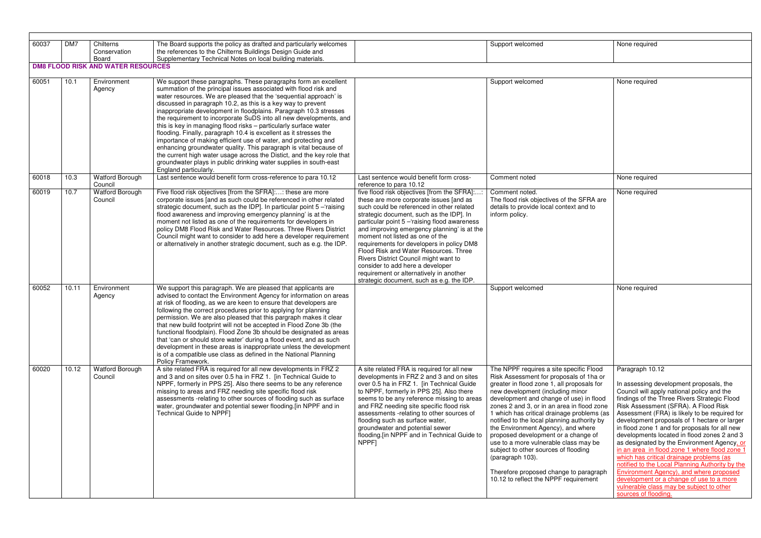| | | | | | | |
|---|---|---|---|---|---|---|
| 60037 | DM7 | Chilterns Conservation Board | The Board supports the policy as drafted and particularly welcomes the references to the Chilterns Buildings Design Guide and Supplementary Technical Notes on local building materials. | | Support welcomed | None required |
| **DM8 FLOOD RISK AND WATER RESOURCES** | | | | | | |
| 60051 | 10.1 | Environment Agency | We support these paragraphs. These paragraphs form an excellent summation of the principal issues associated with flood risk and water resources. We are pleased that the 'sequential approach' is discussed in paragraph 10.2, as this is a key way to prevent inappropriate development in floodplains. Paragraph 10.3 stresses the requirement to incorporate SuDS into all new developments, and this is key in managing flood risks – particularly surface water flooding. Finally, paragraph 10.4 is excellent as it stresses the importance of making efficient use of water, and protecting and enhancing groundwater quality. This paragraph is vital because of the current high water usage across the Distict, and the key role that groundwater plays in public drinking water supplies in south-east England particularly. | | Support welcomed | None required |
| 60018 | 10.3 | Watford Borough Council | Last sentence would benefit form cross-reference to para 10.12 | Last sentence would benefit form cross-reference to para 10.12 | Comment noted | None required |
| 60019 | 10.7 | Watford Borough Council | Five flood risk objectives [from the SFRA]:…: these are more corporate issues [and as such could be referenced in other related strategic document, such as the IDP]. In particular point 5 –'raising flood awareness and improving emergency planning' is at the moment not listed as one of the requirements for developers in policy DM8 Flood Risk and Water Resources. Three Rivers District Council might want to consider to add here a developer requirement or alternatively in another strategic document, such as e.g. the IDP. | five flood risk objectives [from the SFRA]:…: these are more corporate issues [and as such could be referenced in other related strategic document, such as the IDP]. In particular point 5 –'raising flood awareness and improving emergency planning' is at the moment not listed as one of the requirements for developers in policy DM8 Flood Risk and Water Resources. Three Rivers District Council might want to consider to add here a developer requirement or alternatively in another strategic document, such as e.g. the IDP. | Comment noted.<br>The flood risk objectives of the SFRA are details to provide local context and to inform policy. | None required |
| 60052 | 10.11 | Environment Agency | We support this paragraph. We are pleased that applicants are advised to contact the Environment Agency for information on areas at risk of flooding, as we are keen to ensure that developers are following the correct procedures prior to applying for planning permission. We are also pleased that this pargraph makes it clear that new build footprint will not be accepted in Flood Zone 3b (the functional floodplain). Flood Zone 3b should be designated as areas that 'can or should store water' during a flood event, and as such development in these areas is inappropriate unless the development is of a compatible use class as defined in the National Planning Policy Framework. | | Support welcomed | None required |
| 60020 | 10.12 | Watford Borough Council | A site related FRA is required for all new developments in FRZ 2 and 3 and on sites over 0.5 ha in FRZ 1. [in Technical Guide to NPPF, formerly in PPS 25]. Also there seems to be any reference missing to areas and FRZ needing site specific flood risk assessments -relating to other sources of flooding such as surface water, groundwater and potential sewer flooding.[in NPPF and in Technical Guide to NPPF] | A site related FRA is required for all new developments in FRZ 2 and 3 and on sites over 0.5 ha in FRZ 1. [in Technical Guide to NPPF, formerly in PPS 25]. Also there seems to be any reference missing to areas and FRZ needing site specific flood risk assessments -relating to other sources of flooding such as surface water, groundwater and potential sewer flooding.[in NPPF and in Technical Guide to NPPF] | The NPPF requires a site specific Flood Risk Assessment for proposals of 1ha or greater in flood zone 1, all proposals for new development (including minor development and change of use) in flood zones 2 and 3, or in an area in flood zone 1 which has critical drainage problems (as notified to the local planning authority by the Environment Agency), and where proposed development or a change of use to a more vulnerable class may be subject to other sources of flooding (paragraph 103).<br><br>Therefore proposed change to paragraph 10.12 to reflect the NPPF requirement | Paragraph 10.12<br><br>In assessing development proposals, the Council will apply national policy and the findings of the Three Rivers Strategic Flood Risk Assessment (SFRA). A Flood Risk Assessment (FRA) is likely to be required for development proposals of 1 hectare or larger in flood zone 1 and for proposals for all new developments located in flood zones 2 and 3 as designated by the Environment Agency, or in an area in flood zone 1 where flood zone 1 which has critical drainage problems (as notified to the Local Planning Authority by the Environment Agency), and where proposed development or a change of use to a more vulnerable class may be subject to other sources of flooding. |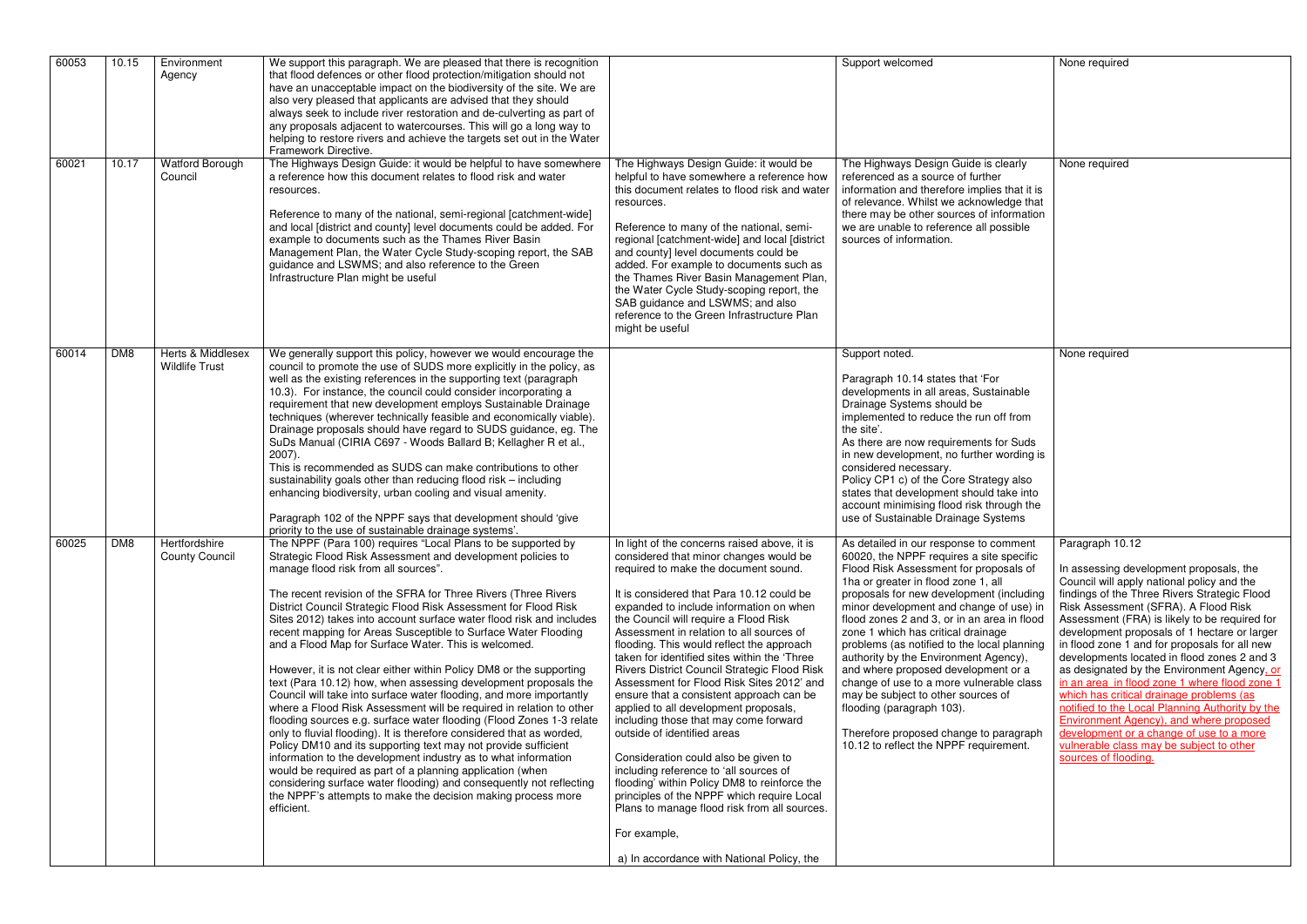| | | | | | | |
|---|---|---|---|---|---|---|
| 60053 | 10.15 | Environment Agency | We support this paragraph. We are pleased that there is recognition that flood defences or other flood protection/mitigation should not have an unacceptable impact on the biodiversity of the site. We are also very pleased that applicants are advised that they should always seek to include river restoration and de-culverting as part of any proposals adjacent to watercourses. This will go a long way to helping to restore rivers and achieve the targets set out in the Water Framework Directive. | | Support welcomed | None required |
| 60021 | 10.17 | Watford Borough Council | The Highways Design Guide: it would be helpful to have somewhere a reference how this document relates to flood risk and water resources.<br><br>Reference to many of the national, semi-regional [catchment-wide] and local [district and county] level documents could be added. For example to documents such as the Thames River Basin Management Plan, the Water Cycle Study-scoping report, the SAB guidance and LSWMS; and also reference to the Green Infrastructure Plan might be useful | The Highways Design Guide: it would be helpful to have somewhere a reference how this document relates to flood risk and water resources.<br><br>Reference to many of the national, semi-regional [catchment-wide] and local [district and county] level documents could be added. For example to documents such as the Thames River Basin Management Plan, the Water Cycle Study-scoping report, the SAB guidance and LSWMS; and also reference to the Green Infrastructure Plan might be useful | The Highways Design Guide is clearly referenced as a source of further information and therefore implies that it is of relevance. Whilst we acknowledge that there may be other sources of information we are unable to reference all possible sources of information. | None required |
| 60014 | DM8 | Herts & Middlesex Wildlife Trust | We generally support this policy, however we would encourage the council to promote the use of SUDS more explicitly in the policy, as well as the existing references in the supporting text (paragraph 10.3). For instance, the council could consider incorporating a requirement that new development employs Sustainable Drainage techniques (wherever technically feasible and economically viable). Drainage proposals should have regard to SUDS guidance, eg. The SuDs Manual (CIRIA C697 - Woods Ballard B; Kellagher R et al., 2007).<br>This is recommended as SUDS can make contributions to other sustainability goals other than reducing flood risk – including enhancing biodiversity, urban cooling and visual amenity.<br><br>Paragraph 102 of the NPPF says that development should 'give priority to the use of sustainable drainage systems'. | | Support noted.<br><br>Paragraph 10.14 states that 'For developments in all areas, Sustainable Drainage Systems should be implemented to reduce the run off from the site'.<br>As there are now requirements for Suds in new development, no further wording is considered necessary.<br>Policy CP1 c) of the Core Strategy also states that development should take into account minimising flood risk through the use of Sustainable Drainage Systems | None required |
| 60025 | DM8 | Hertfordshire County Council | The NPPF (Para 100) requires "Local Plans to be supported by Strategic Flood Risk Assessment and development policies to manage flood risk from all sources".<br><br>The recent revision of the SFRA for Three Rivers (Three Rivers District Council Strategic Flood Risk Assessment for Flood Risk Sites 2012) takes into account surface water flood risk and includes recent mapping for Areas Susceptible to Surface Water Flooding and a Flood Map for Surface Water. This is welcomed.<br><br>However, it is not clear either within Policy DM8 or the supporting text (Para 10.12) how, when assessing development proposals the Council will take into surface water flooding, and more importantly where a Flood Risk Assessment will be required in relation to other flooding sources e.g. surface water flooding (Flood Zones 1-3 relate only to fluvial flooding). It is therefore considered that as worded, Policy DM10 and its supporting text may not provide sufficient information to the development industry as to what information would be required as part of a planning application (when considering surface water flooding) and consequently not reflecting the NPPF's attempts to make the decision making process more efficient. | In light of the concerns raised above, it is considered that minor changes would be required to make the document sound.<br><br>It is considered that Para 10.12 could be expanded to include information on when the Council will require a Flood Risk Assessment in relation to all sources of flooding. This would reflect the approach taken for identified sites within the 'Three Rivers District Council Strategic Flood Risk Assessment for Flood Risk Sites 2012' and ensure that a consistent approach can be applied to all development proposals, including those that may come forward outside of identified areas<br><br>Consideration could also be given to including reference to 'all sources of flooding' within Policy DM8 to reinforce the principles of the NPPF which require Local Plans to manage flood risk from all sources.<br><br>For example,<br><br>a) In accordance with National Policy, the | As detailed in our response to comment 60020, the NPPF requires a site specific Flood Risk Assessment for proposals of 1ha or greater in flood zone 1, all proposals for new development (including minor development and change of use) in flood zones 2 and 3, or in an area in flood zone 1 which has critical drainage problems (as notified to the local planning authority by the Environment Agency), and where proposed development or a change of use to a more vulnerable class may be subject to other sources of flooding (paragraph 103).<br><br>Therefore proposed change to paragraph 10.12 to reflect the NPPF requirement. | Paragraph 10.12<br><br>In assessing development proposals, the Council will apply national policy and the findings of the Three Rivers Strategic Flood Risk Assessment (SFRA). A Flood Risk Assessment (FRA) is likely to be required for development proposals of 1 hectare or larger in flood zone 1 and for proposals for all new developments located in flood zones 2 and 3 as designated by the Environment Agency, or in an area in flood zone 1 where flood zone 1 which has critical drainage problems (as notified to the Local Planning Authority by the Environment Agency), and where proposed development or a change of use to a more vulnerable class may be subject to other sources of flooding. |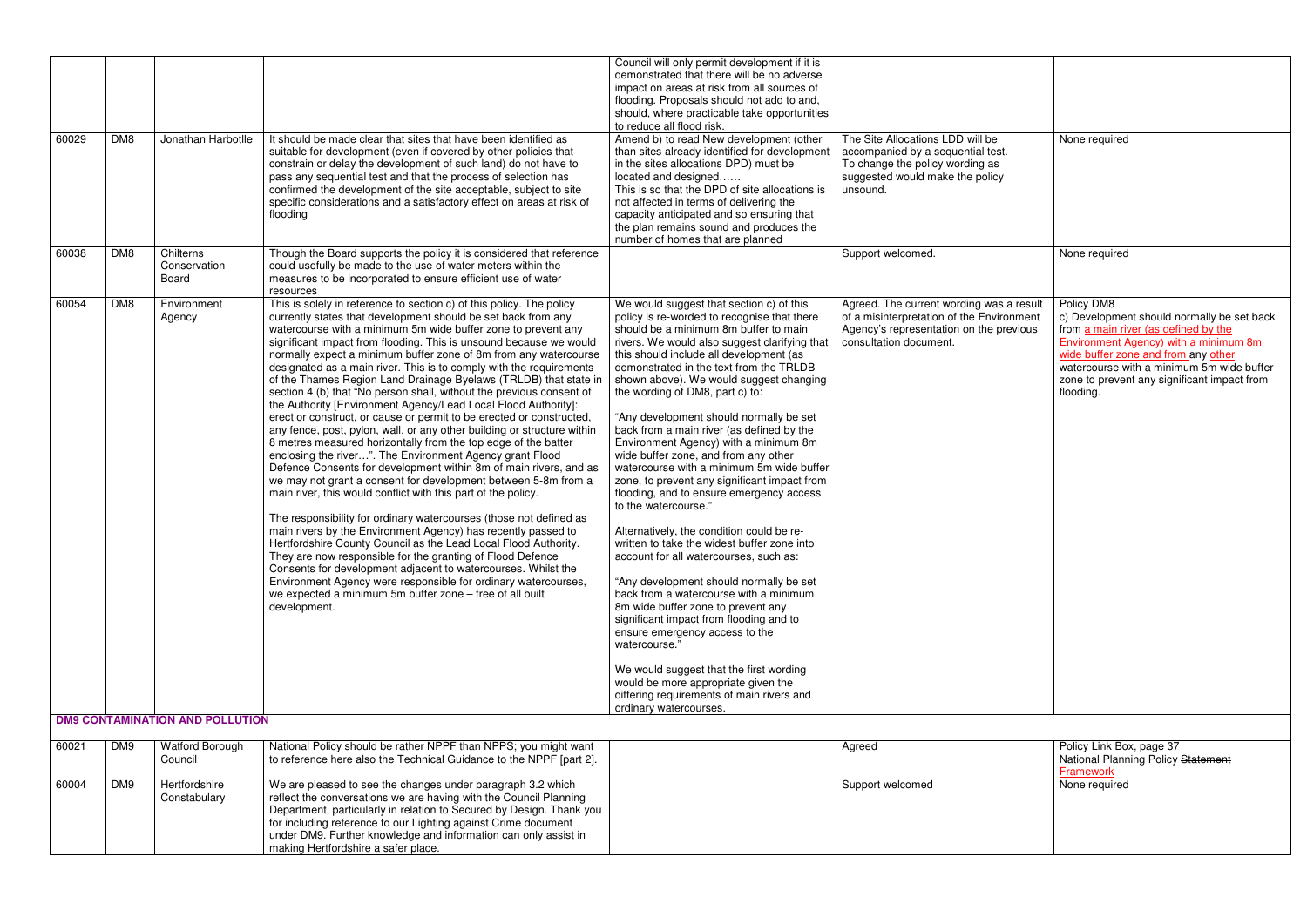| | | | | Council will only permit development if it is demonstrated that there will be no adverse impact on areas at risk from all sources of flooding. Proposals should not add to and, should, where practicable take opportunities to reduce all flood risk. | | |
|---|---|---|---|---|---|---|
| 60029 | DM8 | Jonathan Harbotlle | It should be made clear that sites that have been identified as suitable for development (even if covered by other policies that constrain or delay the development of such land) do not have to pass any sequential test and that the process of selection has confirmed the development of the site acceptable, subject to site specific considerations and a satisfactory effect on areas at risk of flooding | Amend b) to read New development (other than sites already identified for development in the sites allocations DPD) must be located and designed…… This is so that the DPD of site allocations is not affected in terms of delivering the capacity anticipated and so ensuring that the plan remains sound and produces the number of homes that are planned | The Site Allocations LDD will be accompanied by a sequential test. To change the policy wording as suggested would make the policy unsound. | None required |
| 60038 | DM8 | Chilterns Conservation Board | Though the Board supports the policy it is considered that reference could usefully be made to the use of water meters within the measures to be incorporated to ensure efficient use of water resources | | Support welcomed. | None required |
| 60054 | DM8 | Environment Agency | This is solely in reference to section c) of this policy. The policy currently states that development should be set back from any watercourse with a minimum 5m wide buffer zone to prevent any significant impact from flooding. This is unsound because we would normally expect a minimum buffer zone of 8m from any watercourse designated as a main river. This is to comply with the requirements of the Thames Region Land Drainage Byelaws (TRLDB) that state in section 4 (b) that "No person shall, without the previous consent of the Authority [Environment Agency/Lead Local Flood Authority]: erect or construct, or cause or permit to be erected or constructed, any fence, post, pylon, wall, or any other building or structure within 8 metres measured horizontally from the top edge of the batter enclosing the river…". The Environment Agency grant Flood Defence Consents for development within 8m of main rivers, and as we may not grant a consent for development between 5-8m from a main river, this would conflict with this part of the policy.<br><br>The responsibility for ordinary watercourses (those not defined as main rivers by the Environment Agency) has recently passed to Hertfordshire County Council as the Lead Local Flood Authority. They are now responsible for the granting of Flood Defence Consents for development adjacent to watercourses. Whilst the Environment Agency were responsible for ordinary watercourses, we expected a minimum 5m buffer zone – free of all built development. | We would suggest that section c) of this policy is re-worded to recognise that there should be a minimum 8m buffer to main rivers. We would also suggest clarifying that this should include all development (as demonstrated in the text from the TRLDB shown above). We would suggest changing the wording of DM8, part c) to:<br><br>"Any development should normally be set back from a main river (as defined by the Environment Agency) with a minimum 8m wide buffer zone, and from any other watercourse with a minimum 5m wide buffer zone, to prevent any significant impact from flooding, and to ensure emergency access to the watercourse."<br><br>Alternatively, the condition could be re-written to take the widest buffer zone into account for all watercourses, such as:<br><br>"Any development should normally be set back from a watercourse with a minimum 8m wide buffer zone to prevent any significant impact from flooding and to ensure emergency access to the watercourse."<br><br>We would suggest that the first wording would be more appropriate given the differing requirements of main rivers and ordinary watercourses. | Agreed. The current wording was a result of a misinterpretation of the Environment Agency's representation on the previous consultation document. | Policy DM8<br>c) Development should normally be set back from a main river (as defined by the Environment Agency) with a minimum 8m wide buffer zone and from any other watercourse with a minimum 5m wide buffer zone to prevent any significant impact from flooding. |
| **DM9 CONTAMINATION AND POLLUTION** | | | | | | |
| 60021 | DM9 | Watford Borough Council | National Policy should be rather NPPF than NPPS; you might want to reference here also the Technical Guidance to the NPPF [part 2]. | | Agreed | Policy Link Box, page 37<br>National Planning Policy ~~Statement~~ Framework |
| 60004 | DM9 | Hertfordshire Constabulary | We are pleased to see the changes under paragraph 3.2 which reflect the conversations we are having with the Council Planning Department, particularly in relation to Secured by Design. Thank you for including reference to our Lighting against Crime document under DM9. Further knowledge and information can only assist in making Hertfordshire a safer place. | | Support welcomed | None required |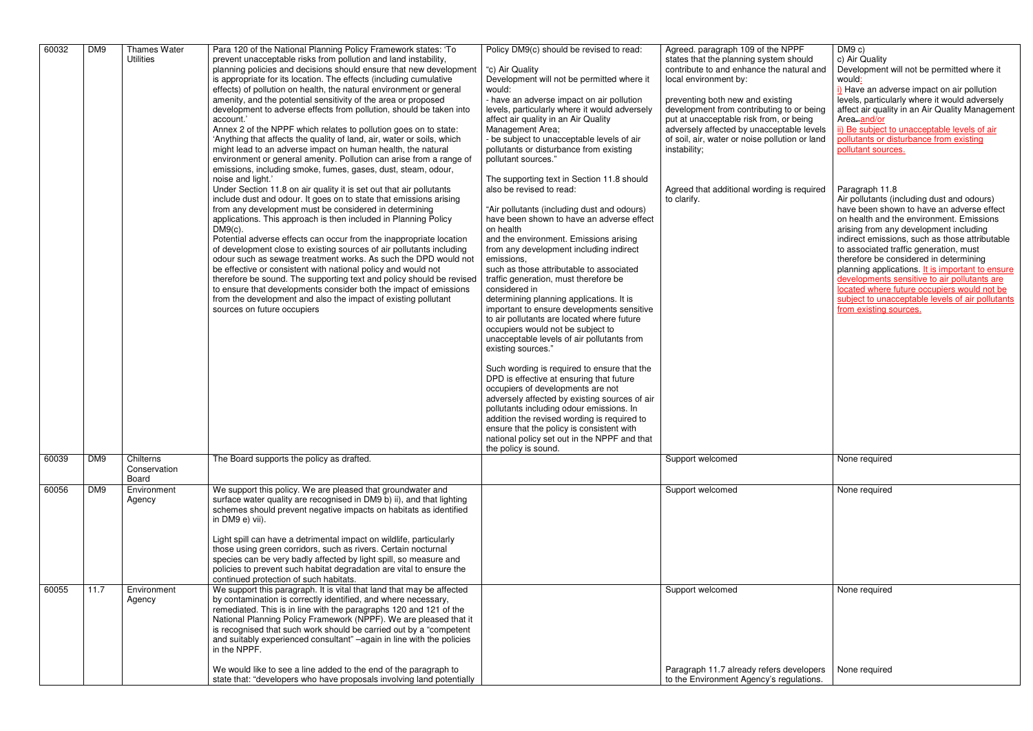| | | | | | | |
|---|---|---|---|---|---|---|
| 60032 | DM9 | Thames Water Utilities | Para 120 of the National Planning Policy Framework states: 'To prevent unacceptable risks from pollution and land instability, planning policies and decisions should ensure that new development is appropriate for its location. The effects (including cumulative effects) of pollution on health, the natural environment or general amenity, and the potential sensitivity of the area or proposed development to adverse effects from pollution, should be taken into account.'<br>Annex 2 of the NPPF which relates to pollution goes on to state: 'Anything that affects the quality of land, air, water or soils, which might lead to an adverse impact on human health, the natural environment or general amenity. Pollution can arise from a range of emissions, including smoke, fumes, gases, dust, steam, odour, noise and light.'<br>Under Section 11.8 on air quality it is set out that air pollutants include dust and odour. It goes on to state that emissions arising from any development must be considered in determining applications. This approach is then included in Planning Policy DM9(c).<br>Potential adverse effects can occur from the inappropriate location of development close to existing sources of air pollutants including odour such as sewage treatment works. As such the DPD would not be effective or consistent with national policy and would not therefore be sound. The supporting text and policy should be revised to ensure that developments consider both the impact of emissions from the development and also the impact of existing pollutant sources on future occupiers | Policy DM9(c) should be revised to read:<br><br>"c) Air Quality<br>Development will not be permitted where it would:<br>- have an adverse impact on air pollution levels, particularly where it would adversely affect air quality in an Air Quality Management Area;<br>- be subject to unacceptable levels of air pollutants or disturbance from existing pollutant sources."<br><br>The supporting text in Section 11.8 should also be revised to read:<br><br>"Air pollutants (including dust and odours) have been shown to have an adverse effect on health and the environment. Emissions arising from any development including indirect emissions, such as those attributable to associated traffic generation, must therefore be considered in determining planning applications. It is important to ensure developments sensitive to air pollutants are located where future occupiers would not be subject to unacceptable levels of air pollutants from existing sources."<br><br>Such wording is required to ensure that the DPD is effective at ensuring that future occupiers of developments are not adversely affected by existing sources of air pollutants including odour emissions. In addition the revised wording is required to ensure that the policy is consistent with national policy set out in the NPPF and that the policy is sound. | Agreed. paragraph 109 of the NPPF states that the planning system should contribute to and enhance the natural and local environment by:<br><br>preventing both new and existing development from contributing to or being put at unacceptable risk from, or being adversely affected by unacceptable levels of soil, air, water or noise pollution or land instability;<br><br>Agreed that additional wording is required to clarify. | DM9 c)<br>c) Air Quality<br>Development will not be permitted where it would:<br>i) Have an adverse impact on air pollution levels, particularly where it would adversely affect air quality in an Air Quality Management Area. and/or<br>ii) Be subject to unacceptable levels of air pollutants or disturbance from existing pollutant sources.<br><br>Paragraph 11.8<br>Air pollutants (including dust and odours) have been shown to have an adverse effect on health and the environment. Emissions arising from any development including indirect emissions, such as those attributable to associated traffic generation, must therefore be considered in determining planning applications. It is important to ensure developments sensitive to air pollutants are located where future occupiers would not be subject to unacceptable levels of air pollutants from existing sources. |
| 60039 | DM9 | Chilterns Conservation Board | The Board supports the policy as drafted. | | Support welcomed | None required |
| 60056 | DM9 | Environment Agency | We support this policy. We are pleased that groundwater and surface water quality are recognised in DM9 b) ii), and that lighting schemes should prevent negative impacts on habitats as identified in DM9 e) vii).<br><br>Light spill can have a detrimental impact on wildlife, particularly those using green corridors, such as rivers. Certain nocturnal species can be very badly affected by light spill, so measure and policies to prevent such habitat degradation are vital to ensure the continued protection of such habitats. | | Support welcomed | None required |
| 60055 | 11.7 | Environment Agency | We support this paragraph. It is vital that land that may be affected by contamination is correctly identified, and where necessary, remediated. This is in line with the paragraphs 120 and 121 of the National Planning Policy Framework (NPPF). We are pleased that it is recognised that such work should be carried out by a "competent and suitably experienced consultant" –again in line with the policies in the NPPF.<br><br>We would like to see a line added to the end of the paragraph to state that: "developers who have proposals involving land potentially | | Support welcomed<br><br>Paragraph 11.7 already refers developers to the Environment Agency's regulations. | None required<br><br>None required |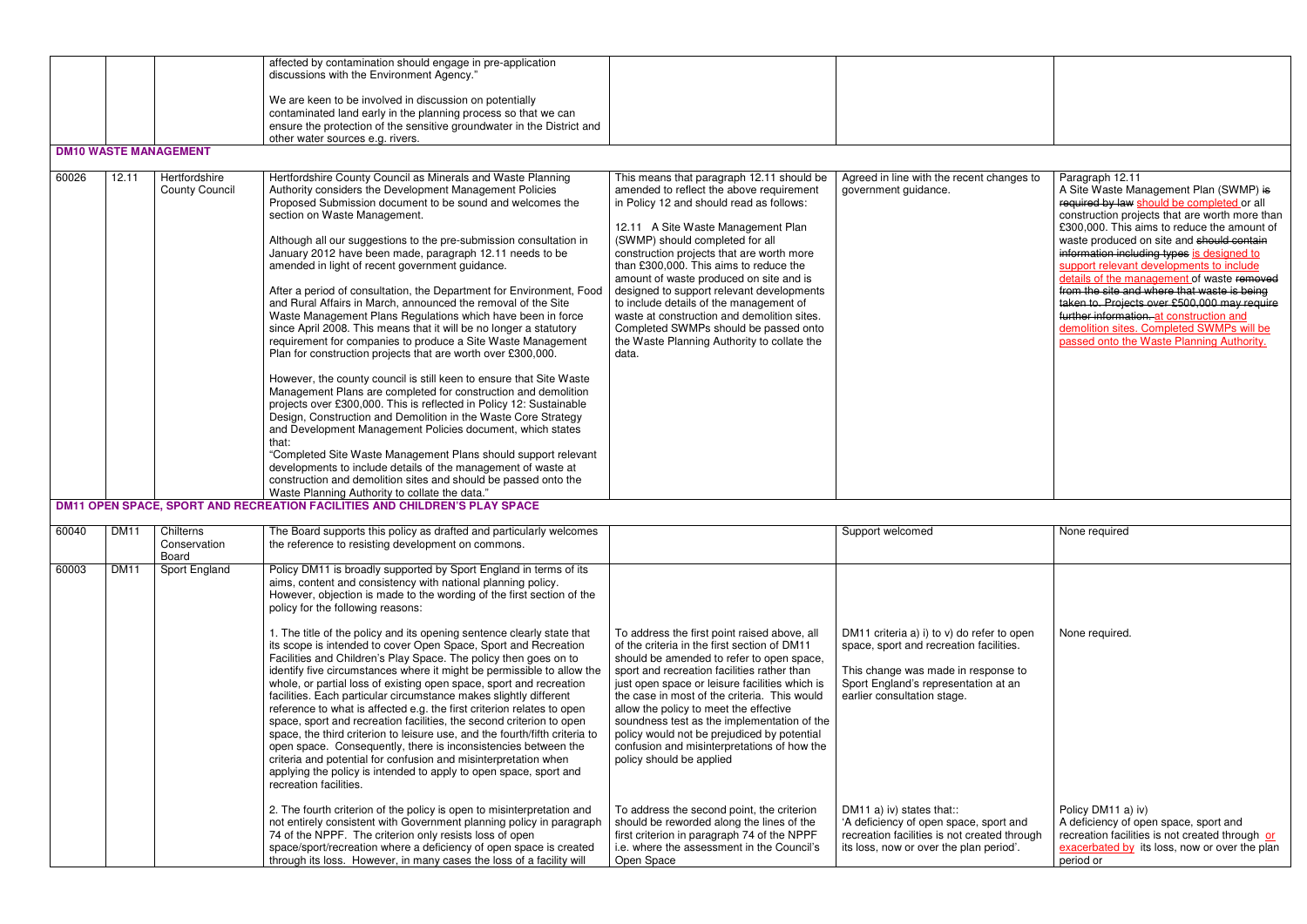| | | | | | | |
|---|---|---|---|---|---|---|
| | | | affected by contamination should engage in pre-application discussions with the Environment Agency."<br><br>We are keen to be involved in discussion on potentially contaminated land early in the planning process so that we can ensure the protection of the sensitive groundwater in the District and other water sources e.g. rivers. | | | |
| **DM10 WASTE MANAGEMENT** | | | | | | |
| 60026 | 12.11 | Hertfordshire County Council | Hertfordshire County Council as Minerals and Waste Planning Authority considers the Development Management Policies Proposed Submission document to be sound and welcomes the section on Waste Management.<br><br>Although all our suggestions to the pre-submission consultation in January 2012 have been made, paragraph 12.11 needs to be amended in light of recent government guidance.<br><br>After a period of consultation, the Department for Environment, Food and Rural Affairs in March, announced the removal of the Site Waste Management Plans Regulations which have been in force since April 2008. This means that it will be no longer a statutory requirement for companies to produce a Site Waste Management Plan for construction projects that are worth over £300,000.<br><br>However, the county council is still keen to ensure that Site Waste Management Plans are completed for construction and demolition projects over £300,000. This is reflected in Policy 12: Sustainable Design, Construction and Demolition in the Waste Core Strategy and Development Management Policies document, which states that:<br>"Completed Site Waste Management Plans should support relevant developments to include details of the management of waste at construction and demolition sites and should be passed onto the Waste Planning Authority to collate the data." | This means that paragraph 12.11 should be amended to reflect the above requirement in Policy 12 and should read as follows:<br><br>12.11 A Site Waste Management Plan (SWMP) should completed for all construction projects that are worth more than £300,000. This aims to reduce the amount of waste produced on site and is designed to support relevant developments to include details of the management of waste at construction and demolition sites. Completed SWMPs should be passed onto the Waste Planning Authority to collate the data. | Agreed in line with the recent changes to government guidance. | Paragraph 12.11<br>A Site Waste Management Plan (SWMP) ~~is required by law~~ should be completed or all construction projects that are worth more than £300,000. This aims to reduce the amount of waste produced on site and ~~should contain information including types~~ is designed to support relevant developments to include details of the management of waste ~~removed from the site and where that waste is being taken to. Projects over £500,000 may require further information.~~ at construction and demolition sites. Completed SWMPs will be passed onto the Waste Planning Authority. |
| **DM11 OPEN SPACE, SPORT AND RECREATION FACILITIES AND CHILDREN'S PLAY SPACE** | | | | | | |
| 60040 | DM11 | Chilterns Conservation Board | The Board supports this policy as drafted and particularly welcomes the reference to resisting development on commons. | | Support welcomed | None required |
| 60003 | DM11 | Sport England | Policy DM11 is broadly supported by Sport England in terms of its aims, content and consistency with national planning policy. However, objection is made to the wording of the first section of the policy for the following reasons:<br><br>1. The title of the policy and its opening sentence clearly state that its scope is intended to cover Open Space, Sport and Recreation Facilities and Children's Play Space. The policy then goes on to identify five circumstances where it might be permissible to allow the whole, or partial loss of existing open space, sport and recreation facilities. Each particular circumstance makes slightly different reference to what is affected e.g. the first criterion relates to open space, sport and recreation facilities, the second criterion to open space, the third criterion to leisure use, and the fourth/fifth criteria to open space. Consequently, there is inconsistencies between the criteria and potential for confusion and misinterpretation when applying the policy is intended to apply to open space, sport and recreation facilities. | To address the first point raised above, all of the criteria in the first section of DM11 should be amended to refer to open space, sport and recreation facilities rather than just open space or leisure facilities which is the case in most of the criteria. This would allow the policy to meet the effective soundness test as the implementation of the policy would not be prejudiced by potential confusion and misinterpretations of how the policy should be applied | DM11 criteria a) i) to v) do refer to open space, sport and recreation facilities.<br><br>This change was made in response to Sport England's representation at an earlier consultation stage. | None required. |
| | | | 2. The fourth criterion of the policy is open to misinterpretation and not entirely consistent with Government planning policy in paragraph 74 of the NPPF. The criterion only resists loss of open space/sport/recreation where a deficiency of open space is created through its loss. However, in many cases the loss of a facility will | To address the second point, the criterion should be reworded along the lines of the first criterion in paragraph 74 of the NPPF i.e. where the assessment in the Council's Open Space | DM11 a) iv) states that::<br>'A deficiency of open space, sport and recreation facilities is not created through its loss, now or over the plan period'. | Policy DM11 a) iv)<br>A deficiency of open space, sport and recreation facilities is not created through or exacerbated by its loss, now or over the plan period or |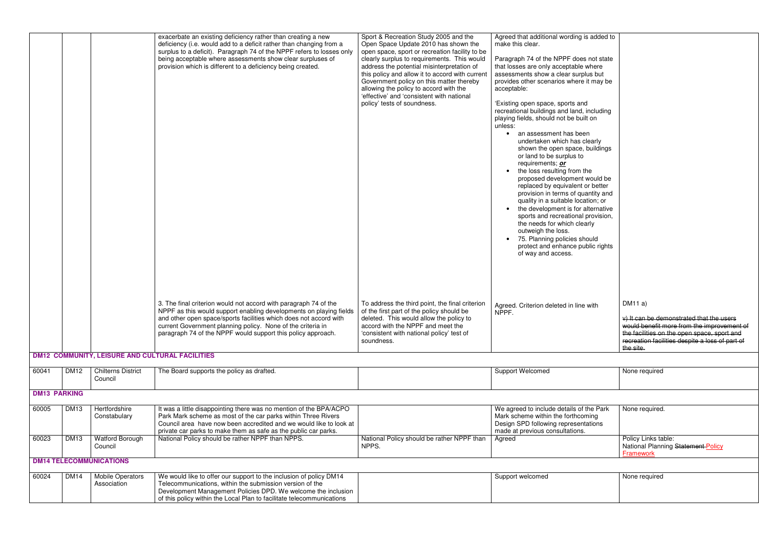| | | | | | | |
|---|---|---|---|---|---|---|
| | | | exacerbate an existing deficiency rather than creating a new deficiency (i.e. would add to a deficit rather than changing from a surplus to a deficit). Paragraph 74 of the NPPF refers to losses only being acceptable where assessments show clear surpluses of provision which is different to a deficiency being created. | Sport & Recreation Study 2005 and the Open Space Update 2010 has shown the open space, sport or recreation facility to be clearly surplus to requirements. This would address the potential misinterpretation of this policy and allow it to accord with current Government policy on this matter thereby allowing the policy to accord with the 'effective' and 'consistent with national policy' tests of soundness. | Agreed that additional wording is added to make this clear.<br><br>Paragraph 74 of the NPPF does not state that losses are only acceptable where assessments show a clear surplus but provides other scenarios where it may be acceptable:<br><br>'Existing open space, sports and recreational buildings and land, including playing fields, should not be built on unless:<br>• an assessment has been undertaken which has clearly shown the open space, buildings or land to be surplus to requirements; ***or***<br>• the loss resulting from the proposed development would be replaced by equivalent or better provision in terms of quantity and quality in a suitable location; or<br>• the development is for alternative sports and recreational provision, the needs for which clearly outweigh the loss.<br>• 75. Planning policies should protect and enhance public rights of way and access. | |
| | | | 3. The final criterion would not accord with paragraph 74 of the NPPF as this would support enabling developments on playing fields and other open space/sports facilities which does not accord with current Government planning policy. None of the criteria in paragraph 74 of the NPPF would support this policy approach. | To address the third point, the final criterion of the first part of the policy should be deleted. This would allow the policy to accord with the NPPF and meet the 'consistent with national policy' test of soundness. | Agreed. Criterion deleted in line with NPPF. | DM11 a)<br><br>~~v) It can be demonstrated that the users would benefit more from the improvement of the facilities on the open space, sport and recreation facilities despite a loss of part of the site.~~ |
| **DM12 COMMUNITY, LEISURE AND CULTURAL FACILITIES** | | | | | | |
| 60041 | DM12 | Chilterns District Council | The Board supports the policy as drafted. | | Support Welcomed | None required |
| **DM13 PARKING** | | | | | | |
| 60005 | DM13 | Hertfordshire Constabulary | It was a little disappointing there was no mention of the BPA/ACPO Park Mark scheme as most of the car parks within Three Rivers Council area have now been accredited and we would like to look at private car parks to make them as safe as the public car parks. | | We agreed to include details of the Park Mark scheme within the forthcoming Design SPD following representations made at previous consultations. | None required. |
| 60023 | DM13 | Watford Borough Council | National Policy should be rather NPPF than NPPS. | National Policy should be rather NPPF than NPPS. | Agreed | Policy Links table:<br>National Planning ~~Statement~~ Policy Framework |
| **DM14 TELECOMMUNICATIONS** | | | | | | |
| 60024 | DM14 | Mobile Operators Association | We would like to offer our support to the inclusion of policy DM14 Telecommunications, within the submission version of the Development Management Policies DPD. We welcome the inclusion of this policy within the Local Plan to facilitate telecommunications | | Support welcomed | None required |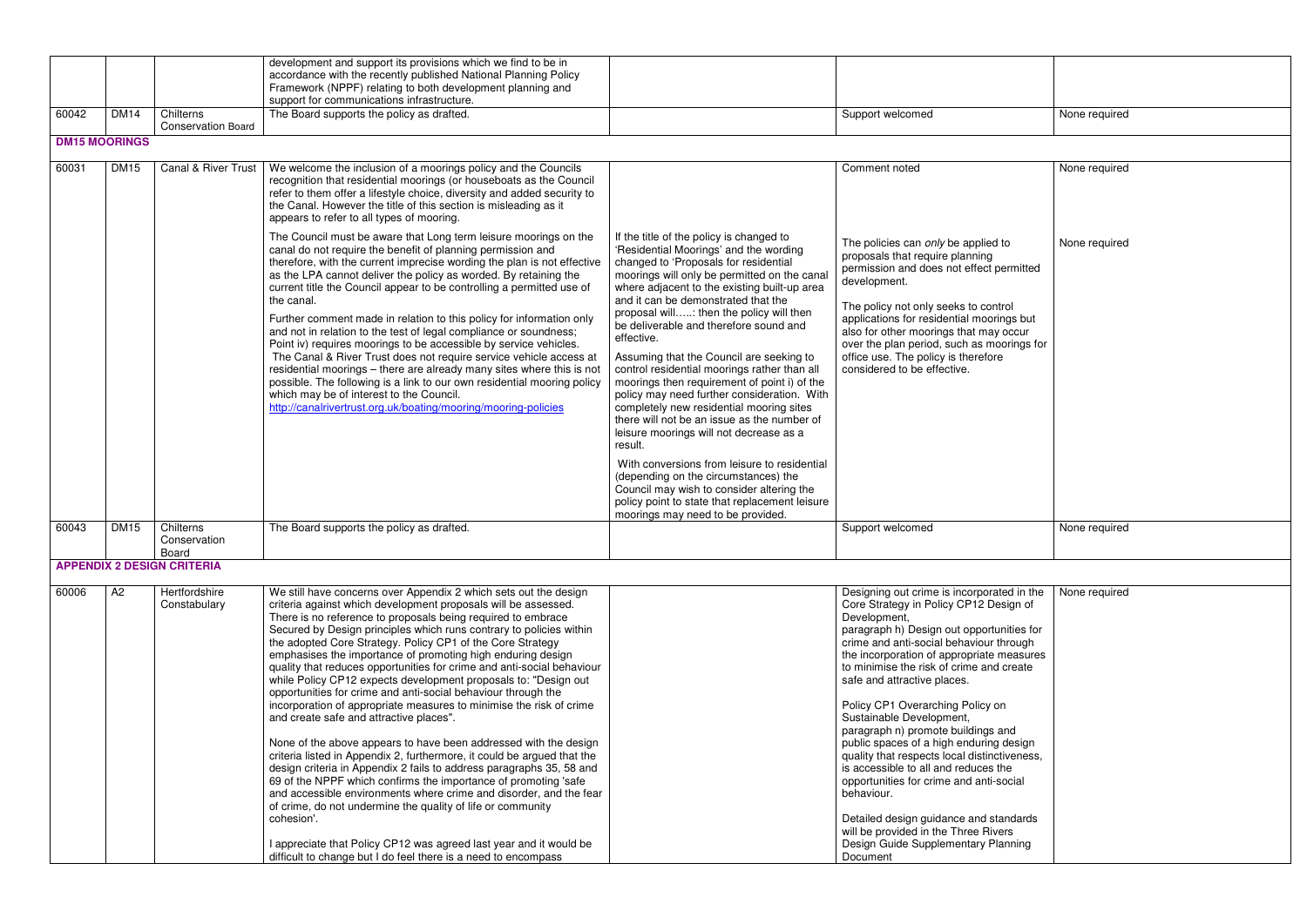| | | | | | | |
|---|---|---|---|---|---|---|
| | | | development and support its provisions which we find to be in accordance with the recently published National Planning Policy Framework (NPPF) relating to both development planning and support for communications infrastructure. | | | |
| 60042 | DM14 | Chilterns Conservation Board | The Board supports the policy as drafted. | | Support welcomed | None required |
| **DM15 MOORINGS** | | | | | | |
| 60031 | DM15 | Canal & River Trust | We welcome the inclusion of a moorings policy and the Councils recognition that residential moorings (or houseboats as the Council refer to them offer a lifestyle choice, diversity and added security to the Canal. However the title of this section is misleading as it appears to refer to all types of mooring. | | Comment noted | None required |
| | | | The Council must be aware that Long term leisure moorings on the canal do not require the benefit of planning permission and therefore, with the current imprecise wording the plan is not effective as the LPA cannot deliver the policy as worded. By retaining the current title the Council appear to be controlling a permitted use of the canal.<br><br>Further comment made in relation to this policy for information only and not in relation to the test of legal compliance or soundness; Point iv) requires moorings to be accessible by service vehicles. The Canal & River Trust does not require service vehicle access at residential moorings – there are already many sites where this is not possible. The following is a link to our own residential mooring policy which may be of interest to the Council. http://canalrivertrust.org.uk/boating/mooring/mooring-policies | If the title of the policy is changed to 'Residential Moorings' and the wording changed to 'Proposals for residential moorings will only be permitted on the canal where adjacent to the existing built-up area and it can be demonstrated that the proposal will…..: then the policy will then be deliverable and therefore sound and effective.<br><br>Assuming that the Council are seeking to control residential moorings rather than all moorings then requirement of point i) of the policy may need further consideration. With completely new residential mooring sites there will not be an issue as the number of leisure moorings will not decrease as a result.<br><br>With conversions from leisure to residential (depending on the circumstances) the Council may wish to consider altering the policy point to state that replacement leisure moorings may need to be provided. | The policies can *only* be applied to proposals that require planning permission and does not effect permitted development.<br><br>The policy not only seeks to control applications for residential moorings but also for other moorings that may occur over the plan period, such as moorings for office use. The policy is therefore considered to be effective. | None required |
| 60043 | DM15 | Chilterns Conservation Board | The Board supports the policy as drafted. | | Support welcomed | None required |
| **APPENDIX 2 DESIGN CRITERIA** | | | | | | |
| 60006 | A2 | Hertfordshire Constabulary | We still have concerns over Appendix 2 which sets out the design criteria against which development proposals will be assessed. There is no reference to proposals being required to embrace Secured by Design principles which runs contrary to policies within the adopted Core Strategy. Policy CP1 of the Core Strategy emphasises the importance of promoting high enduring design quality that reduces opportunities for crime and anti-social behaviour while Policy CP12 expects development proposals to: "Design out opportunities for crime and anti-social behaviour through the incorporation of appropriate measures to minimise the risk of crime and create safe and attractive places".<br><br>None of the above appears to have been addressed with the design criteria listed in Appendix 2, furthermore, it could be argued that the design criteria in Appendix 2 fails to address paragraphs 35, 58 and 69 of the NPPF which confirms the importance of promoting 'safe and accessible environments where crime and disorder, and the fear of crime, do not undermine the quality of life or community cohesion'.<br><br>I appreciate that Policy CP12 was agreed last year and it would be difficult to change but I do feel there is a need to encompass | | Designing out crime is incorporated in the Core Strategy in Policy CP12 Design of Development, paragraph h) Design out opportunities for crime and anti-social behaviour through the incorporation of appropriate measures to minimise the risk of crime and create safe and attractive places.<br><br>Policy CP1 Overarching Policy on Sustainable Development, paragraph n) promote buildings and public spaces of a high enduring design quality that respects local distinctiveness, is accessible to all and reduces the opportunities for crime and anti-social behaviour.<br><br>Detailed design guidance and standards will be provided in the Three Rivers Design Guide Supplementary Planning Document | None required |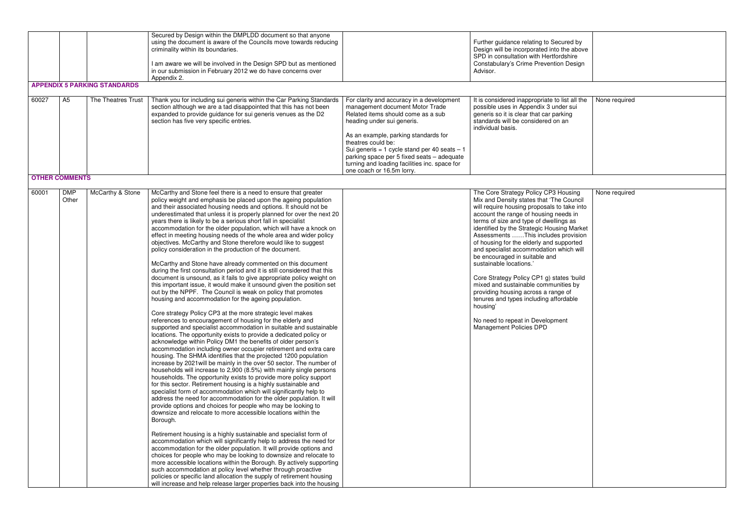| | | | | | | |
|---|---|---|---|---|---|---|
| | | | Secured by Design within the DMPLDD document so that anyone using the document is aware of the Councils move towards reducing criminality within its boundaries.<br><br>I am aware we will be involved in the Design SPD but as mentioned in our submission in February 2012 we do have concerns over Appendix 2. | | Further guidance relating to Secured by Design will be incorporated into the above SPD in consultation with Hertfordshire Constabulary's Crime Prevention Design Advisor. | |
| **APPENDIX 5 PARKING STANDARDS** | | | | | | |
| 60027 | A5 | The Theatres Trust | Thank you for including sui generis within the Car Parking Standards section although we are a tad disappointed that this has not been expanded to provide guidance for sui generis venues as the D2 section has five very specific entries. | For clarity and accuracy in a development management document Motor Trade Related items should come as a sub heading under sui generis.<br><br>As an example, parking standards for theatres could be:<br>Sui generis = 1 cycle stand per 40 seats – 1 parking space per 5 fixed seats – adequate turning and loading facilities inc. space for one coach or 16.5m lorry. | It is considered inappropriate to list all the possible uses in Appendix 3 under sui generis so it is clear that car parking standards will be considered on an individual basis. | None required |
| **OTHER COMMENTS** | | | | | | |
| 60001 | DMP Other | McCarthy & Stone | McCarthy and Stone feel there is a need to ensure that greater policy weight and emphasis be placed upon the ageing population and their associated housing needs and options. It should not be underestimated that unless it is properly planned for over the next 20 years there is likely to be a serious short fall in specialist accommodation for the older population, which will have a knock on effect in meeting housing needs of the whole area and wider policy objectives. McCarthy and Stone therefore would like to suggest policy consideration in the production of the document.<br><br>McCarthy and Stone have already commented on this document during the first consultation period and it is still considered that this document is unsound, as it fails to give appropriate policy weight on this important issue, it would make it unsound given the position set out by the NPPF. The Council is weak on policy that promotes housing and accommodation for the ageing population.<br><br>Core strategy Policy CP3 at the more strategic level makes references to encouragement of housing for the elderly and supported and specialist accommodation in suitable and sustainable locations. The opportunity exists to provide a dedicated policy or acknowledge within Policy DM1 the benefits of older person's accommodation including owner occupier retirement and extra care housing. The SHMA identifies that the projected 1200 population increase by 2021will be mainly in the over 50 sector. The number of households will increase to 2,900 (8.5%) with mainly single persons households. The opportunity exists to provide more policy support for this sector. Retirement housing is a highly sustainable and specialist form of accommodation which will significantly help to address the need for accommodation for the older population. It will provide options and choices for people who may be looking to downsize and relocate to more accessible locations within the Borough.<br><br>Retirement housing is a highly sustainable and specialist form of accommodation which will significantly help to address the need for accommodation for the older population. It will provide options and choices for people who may be looking to downsize and relocate to more accessible locations within the Borough. By actively supporting such accommodation at policy level whether through proactive policies or specific land allocation the supply of retirement housing will increase and help release larger properties back into the housing | | The Core Strategy Policy CP3 Housing Mix and Density states that 'The Council will require housing proposals to take into account the range of housing needs in terms of size and type of dwellings as identified by the Strategic Housing Market Assessments ……This includes provision of housing for the elderly and supported and specialist accommodation which will be encouraged in suitable and sustainable locations.'<br><br>Core Strategy Policy CP1 g) states 'build mixed and sustainable communities by providing housing across a range of tenures and types including affordable housing'<br><br>No need to repeat in Development Management Policies DPD | None required |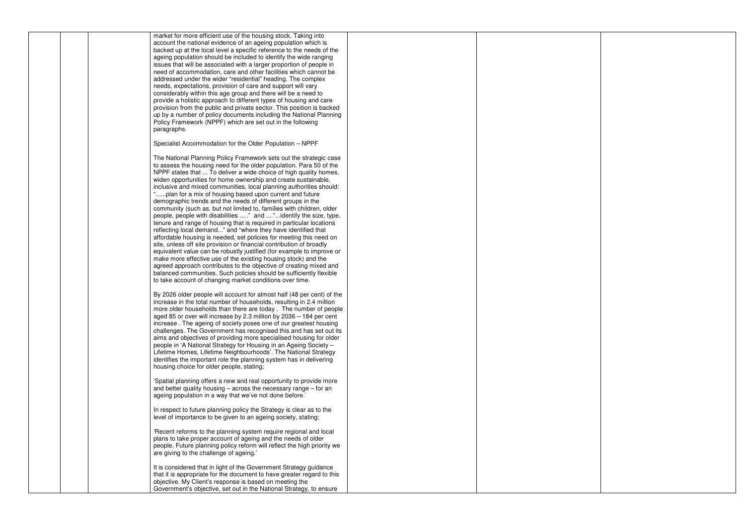market for more efficient use of the housing stock. Taking into account the national evidence of an ageing population which is backed up at the local level a specific reference to the needs of the ageing population should be included to identify the wide ranging issues that will be associated with a larger proportion of people in need of accommodation, care and other facilities which cannot be addressed under the wider "residential" heading. The complex needs, expectations, provision of care and support will vary considerably within this age group and there will be a need to provide a holistic approach to different types of housing and care provision from the public and private sector. This position is backed up by a number of policy documents including the National Planning Policy Framework (NPPF) which are set out in the following paragraphs.

Specialist Accommodation for the Older Population – NPPF

The National Planning Policy Framework sets out the strategic case to assess the housing need for the older population. Para 50 of the NPPF states that ... To deliver a wide choice of high quality homes, widen opportunities for home ownership and create sustainable, inclusive and mixed communities, local planning authorities should: "......plan for a mix of housing based upon current and future demographic trends and the needs of different groups in the community (such as, but not limited to, families with children, older people, people with disabilities ....." and ...."...identify the size, type, tenure and range of housing that is required in particular locations reflecting local demand..." and "where they have identified that affordable housing is needed, set policies for meeting this need on site, unless off site provision or financial contribution of broadly equivalent value can be robustly justified (for example to improve or make more effective use of the existing housing stock) and the agreed approach contributes to the objective of creating mixed and balanced communities. Such policies should be sufficiently flexible to take account of changing market conditions over time.

By 2026 older people will account for almost half (48 per cent) of the increase in the total number of households, resulting in 2.4 million more older households than there are today . The number of people aged 85 or over will increase by 2.3 million by 2036 – 184 per cent increase . The ageing of society poses one of our greatest housing challenges. The Government has recognised this and has set out its aims and objectives of providing more specialised housing for older people in 'A National Strategy for Housing in an Ageing Society – Lifetime Homes, Lifetime Neighbourhoods'. The National Strategy identifies the important role the planning system has in delivering housing choice for older people, stating;

'Spatial planning offers a new and real opportunity to provide more and better quality housing – across the necessary range – for an ageing population in a way that we've not done before.'

In respect to future planning policy the Strategy is clear as to the level of importance to be given to an ageing society, stating;

'Recent reforms to the planning system require regional and local plans to take proper account of ageing and the needs of older people. Future planning policy reform will reflect the high priority we are giving to the challenge of ageing.'

It is considered that in light of the Government Strategy guidance that it is appropriate for the document to have greater regard to this objective. My Client's response is based on meeting the Government's objective, set out in the National Strategy, to ensure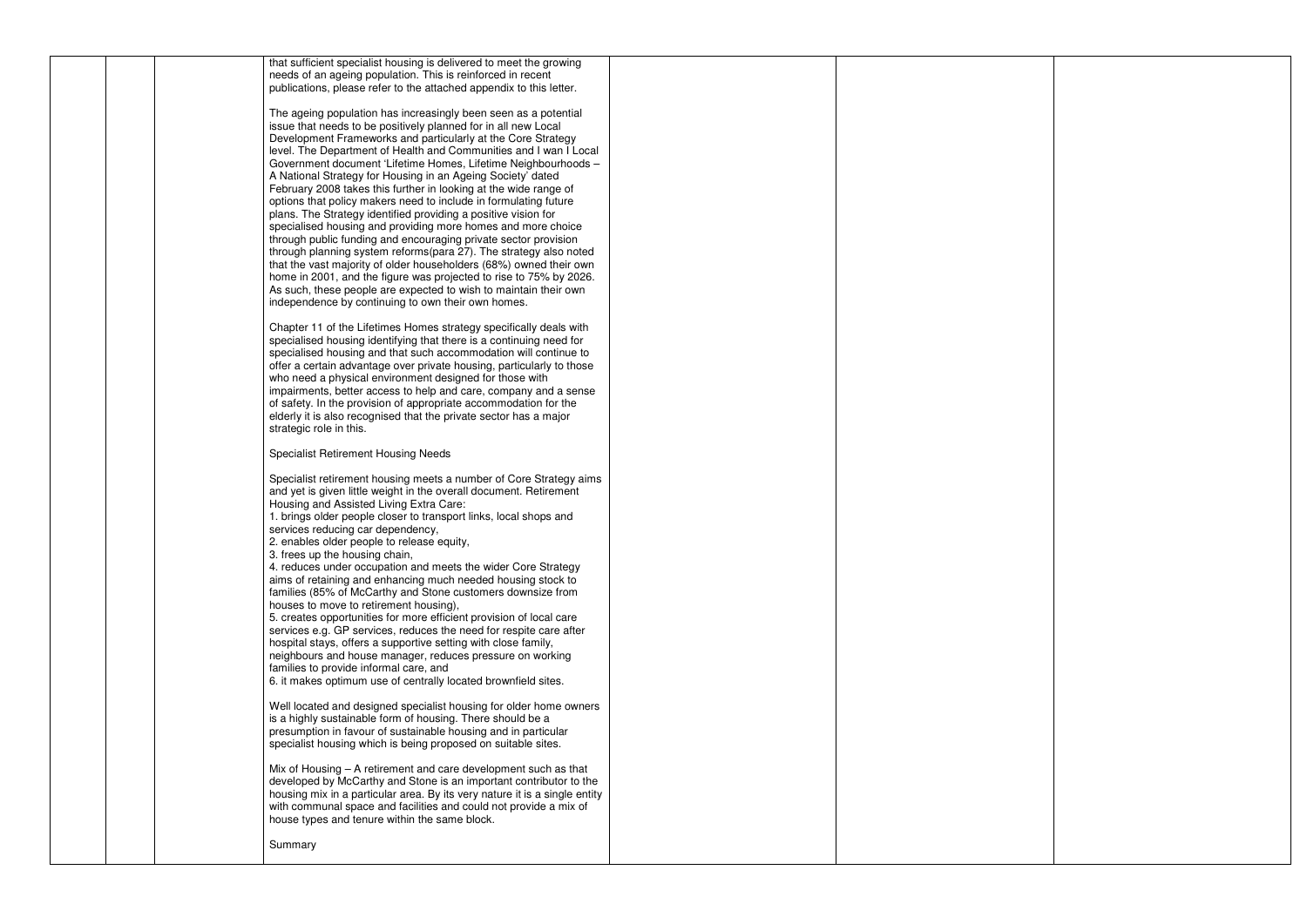| | | | that sufficient specialist housing is delivered to meet the growing needs of an ageing population. This is reinforced in recent publications, please refer to the attached appendix to this letter.<br><br>The ageing population has increasingly been seen as a potential issue that needs to be positively planned for in all new Local Development Frameworks and particularly at the Core Strategy level. The Department of Health and Communities and I wan I Local Government document 'Lifetime Homes, Lifetime Neighbourhoods – A National Strategy for Housing in an Ageing Society' dated February 2008 takes this further in looking at the wide range of options that policy makers need to include in formulating future plans. The Strategy identified providing a positive vision for specialised housing and providing more homes and more choice through public funding and encouraging private sector provision through planning system reforms(para 27). The strategy also noted that the vast majority of older householders (68%) owned their own home in 2001, and the figure was projected to rise to 75% by 2026. As such, these people are expected to wish to maintain their own independence by continuing to own their own homes.<br><br>Chapter 11 of the Lifetimes Homes strategy specifically deals with specialised housing identifying that there is a continuing need for specialised housing and that such accommodation will continue to offer a certain advantage over private housing, particularly to those who need a physical environment designed for those with impairments, better access to help and care, company and a sense of safety. In the provision of appropriate accommodation for the elderly it is also recognised that the private sector has a major strategic role in this.<br><br>Specialist Retirement Housing Needs<br><br>Specialist retirement housing meets a number of Core Strategy aims and yet is given little weight in the overall document. Retirement Housing and Assisted Living Extra Care:<br>1. brings older people closer to transport links, local shops and services reducing car dependency,<br>2. enables older people to release equity,<br>3. frees up the housing chain,<br>4. reduces under occupation and meets the wider Core Strategy aims of retaining and enhancing much needed housing stock to families (85% of McCarthy and Stone customers downsize from houses to move to retirement housing),<br>5. creates opportunities for more efficient provision of local care services e.g. GP services, reduces the need for respite care after hospital stays, offers a supportive setting with close family, neighbours and house manager, reduces pressure on working families to provide informal care, and<br>6. it makes optimum use of centrally located brownfield sites.<br><br>Well located and designed specialist housing for older home owners is a highly sustainable form of housing. There should be a presumption in favour of sustainable housing and in particular specialist housing which is being proposed on suitable sites.<br><br>Mix of Housing – A retirement and care development such as that developed by McCarthy and Stone is an important contributor to the housing mix in a particular area. By its very nature it is a single entity with communal space and facilities and could not provide a mix of house types and tenure within the same block.<br><br>Summary | | | |
|---|---|---|---|---|---|---|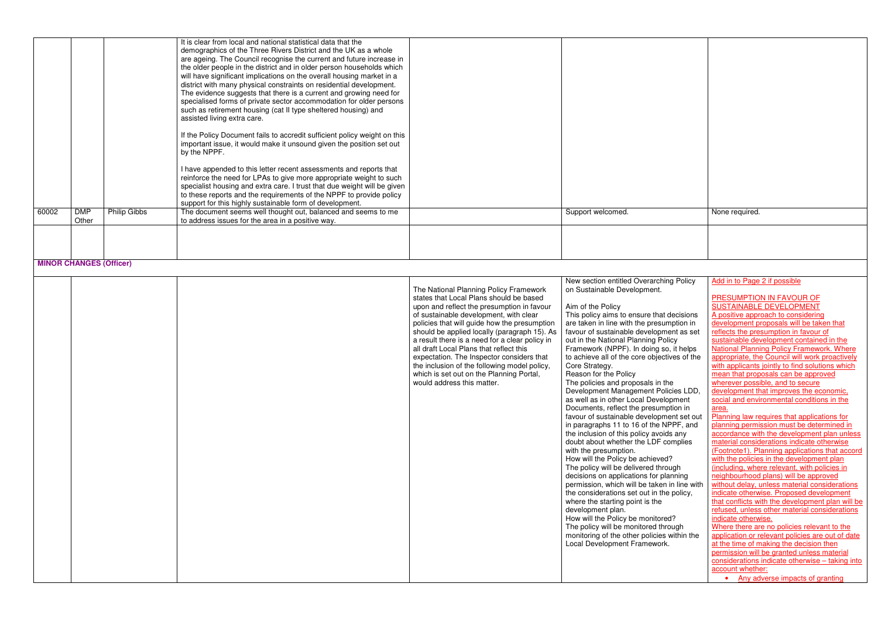| | | | | | | |
|---|---|---|---|---|---|---|
| | | | It is clear from local and national statistical data that the demographics of the Three Rivers District and the UK as a whole are ageing. The Council recognise the current and future increase in the older people in the district and in older person households which will have significant implications on the overall housing market in a district with many physical constraints on residential development. The evidence suggests that there is a current and growing need for specialised forms of private sector accommodation for older persons such as retirement housing (cat II type sheltered housing) and assisted living extra care.<br><br>If the Policy Document fails to accredit sufficient policy weight on this important issue, it would make it unsound given the position set out by the NPPF.<br><br>I have appended to this letter recent assessments and reports that reinforce the need for LPAs to give more appropriate weight to such specialist housing and extra care. I trust that due weight will be given to these reports and the requirements of the NPPF to provide policy support for this highly sustainable form of development. | | | |
| 60002 | DMP Other | Philip Gibbs | The document seems well thought out, balanced and seems to me to address issues for the area in a positive way. | | Support welcomed. | None required. |
| | | | | | | |
| **MINOR CHANGES (Officer)** | | | | | | |
| | | | | The National Planning Policy Framework states that Local Plans should be based upon and reflect the presumption in favour of sustainable development, with clear policies that will guide how the presumption should be applied locally (paragraph 15). As a result there is a need for a clear policy in all draft Local Plans that reflect this expectation. The Inspector considers that the inclusion of the following model policy, which is set out on the Planning Portal, would address this matter. | New section entitled Overarching Policy on Sustainable Development.<br><br>Aim of the Policy<br>This policy aims to ensure that decisions are taken in line with the presumption in favour of sustainable development as set out in the National Planning Policy Framework (NPPF). In doing so, it helps to achieve all of the core objectives of the Core Strategy.<br>Reason for the Policy<br>The policies and proposals in the Development Management Policies LDD, as well as in other Local Development Documents, reflect the presumption in favour of sustainable development set out in paragraphs 11 to 16 of the NPPF, and the inclusion of this policy avoids any doubt about whether the LDF complies with the presumption.<br>How will the Policy be achieved?<br>The policy will be delivered through decisions on applications for planning permission, which will be taken in line with the considerations set out in the policy, where the starting point is the development plan.<br>How will the Policy be monitored?<br>The policy will be monitored through monitoring of the other policies within the Local Development Framework. | Add in to Page 2 if possible<br><br>PRESUMPTION IN FAVOUR OF SUSTAINABLE DEVELOPMENT<br>A positive approach to considering development proposals will be taken that reflects the presumption in favour of sustainable development contained in the National Planning Policy Framework. Where appropriate, the Council will work proactively with applicants jointly to find solutions which mean that proposals can be approved wherever possible, and to secure development that improves the economic, social and environmental conditions in the area.<br>Planning law requires that applications for planning permission must be determined in accordance with the development plan unless material considerations indicate otherwise (Footnote1). Planning applications that accord with the policies in the development plan (including, where relevant, with policies in neighbourhood plans) will be approved without delay, unless material considerations indicate otherwise. Proposed development that conflicts with the development plan will be refused, unless other material considerations indicate otherwise.<br>Where there are no policies relevant to the application or relevant policies are out of date at the time of making the decision then permission will be granted unless material considerations indicate otherwise – taking into account whether:<br>• Any adverse impacts of granting |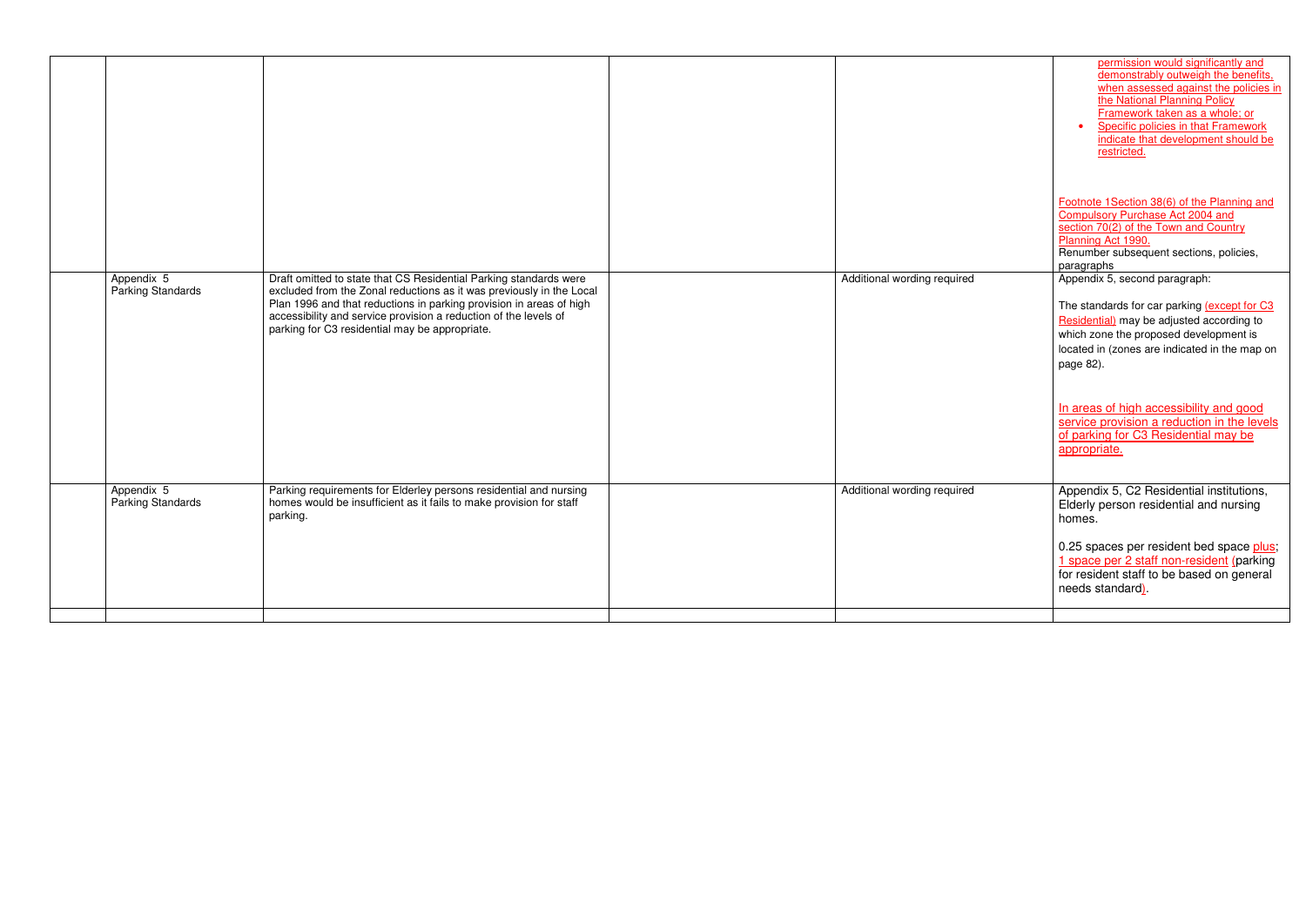| | | | | | |
|---|---|---|---|---|---|
| | | | | | permission would significantly and demonstrably outweigh the benefits, when assessed against the policies in the National Planning Policy Framework taken as a whole; or<br>• Specific policies in that Framework indicate that development should be restricted.<br><br>Footnote 1Section 38(6) of the Planning and Compulsory Purchase Act 2004 and section 70(2) of the Town and Country Planning Act 1990.<br>Renumber subsequent sections, policies, paragraphs |
| | Appendix 5 Parking Standards | Draft omitted to state that CS Residential Parking standards were excluded from the Zonal reductions as it was previously in the Local Plan 1996 and that reductions in parking provision in areas of high accessibility and service provision a reduction of the levels of parking for C3 residential may be appropriate. | | Additional wording required | Appendix 5, second paragraph:<br><br>The standards for car parking (except for C3 Residential) may be adjusted according to which zone the proposed development is located in (zones are indicated in the map on page 82).<br><br>In areas of high accessibility and good service provision a reduction in the levels of parking for C3 Residential may be appropriate. |
| | Appendix 5 Parking Standards | Parking requirements for Elderley persons residential and nursing homes would be insufficient as it fails to make provision for staff parking. | | Additional wording required | Appendix 5, C2 Residential institutions, Elderly person residential and nursing homes.<br><br>0.25 spaces per resident bed space plus; 1 space per 2 staff non-resident (parking for resident staff to be based on general needs standard). |
| | | | | | |